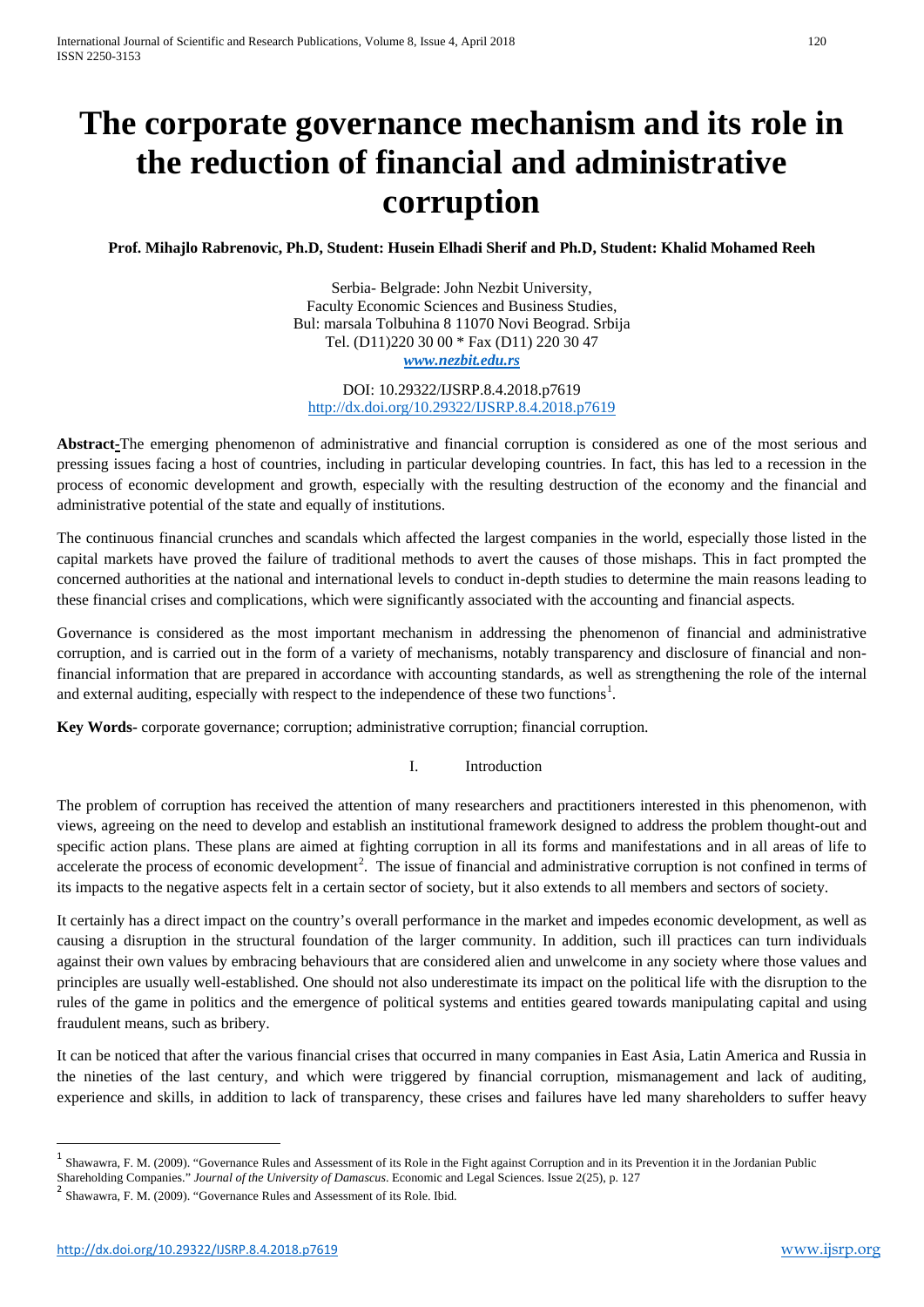# The corporate governance mechanism and its role in the reduction of financial and administrative corruption

**Prof. Mihajlo Rabrenovic, Ph.D, Student: Husein Elhadi Sherif and Ph.D, Student: Khalid Mohamed Reeh**

Serbia- Belgrade: John Nezbit University,
Faculty Economic Sciences and Business Studies,
Bul: marsala Tolbuhina 8 11070 Novi Beograd. Srbija
Tel. (D11)220 30 00 * Fax (D11) 220 30 47
*www.nezbit.edu.rs*

DOI: 10.29322/IJSRP.8.4.2018.p7619
http://dx.doi.org/10.29322/IJSRP.8.4.2018.p7619

**Abstract-**The emerging phenomenon of administrative and financial corruption is considered as one of the most serious and pressing issues facing a host of countries, including in particular developing countries. In fact, this has led to a recession in the process of economic development and growth, especially with the resulting destruction of the economy and the financial and administrative potential of the state and equally of institutions.

The continuous financial crunches and scandals which affected the largest companies in the world, especially those listed in the capital markets have proved the failure of traditional methods to avert the causes of those mishaps. This in fact prompted the concerned authorities at the national and international levels to conduct in-depth studies to determine the main reasons leading to these financial crises and complications, which were significantly associated with the accounting and financial aspects.

Governance is considered as the most important mechanism in addressing the phenomenon of financial and administrative corruption, and is carried out in the form of a variety of mechanisms, notably transparency and disclosure of financial and non-financial information that are prepared in accordance with accounting standards, as well as strengthening the role of the internal and external auditing, especially with respect to the independence of these two functions[1].

**Key Words-** corporate governance; corruption; administrative corruption; financial corruption.

## I. Introduction

The problem of corruption has received the attention of many researchers and practitioners interested in this phenomenon, with views, agreeing on the need to develop and establish an institutional framework designed to address the problem thought-out and specific action plans. These plans are aimed at fighting corruption in all its forms and manifestations and in all areas of life to accelerate the process of economic development[2]. The issue of financial and administrative corruption is not confined in terms of its impacts to the negative aspects felt in a certain sector of society, but it also extends to all members and sectors of society.

It certainly has a direct impact on the country's overall performance in the market and impedes economic development, as well as causing a disruption in the structural foundation of the larger community. In addition, such ill practices can turn individuals against their own values by embracing behaviours that are considered alien and unwelcome in any society where those values and principles are usually well-established. One should not also underestimate its impact on the political life with the disruption to the rules of the game in politics and the emergence of political systems and entities geared towards manipulating capital and using fraudulent means, such as bribery.

It can be noticed that after the various financial crises that occurred in many companies in East Asia, Latin America and Russia in the nineties of the last century, and which were triggered by financial corruption, mismanagement and lack of auditing, experience and skills, in addition to lack of transparency, these crises and failures have led many shareholders to suffer heavy

---

[1] Shawawra, F. M. (2009). "Governance Rules and Assessment of its Role in the Fight against Corruption and in its Prevention it in the Jordanian Public Shareholding Companies." *Journal of the University of Damascus*. Economic and Legal Sciences. Issue 2(25), p. 127

[2] Shawawra, F. M. (2009). "Governance Rules and Assessment of its Role. Ibid.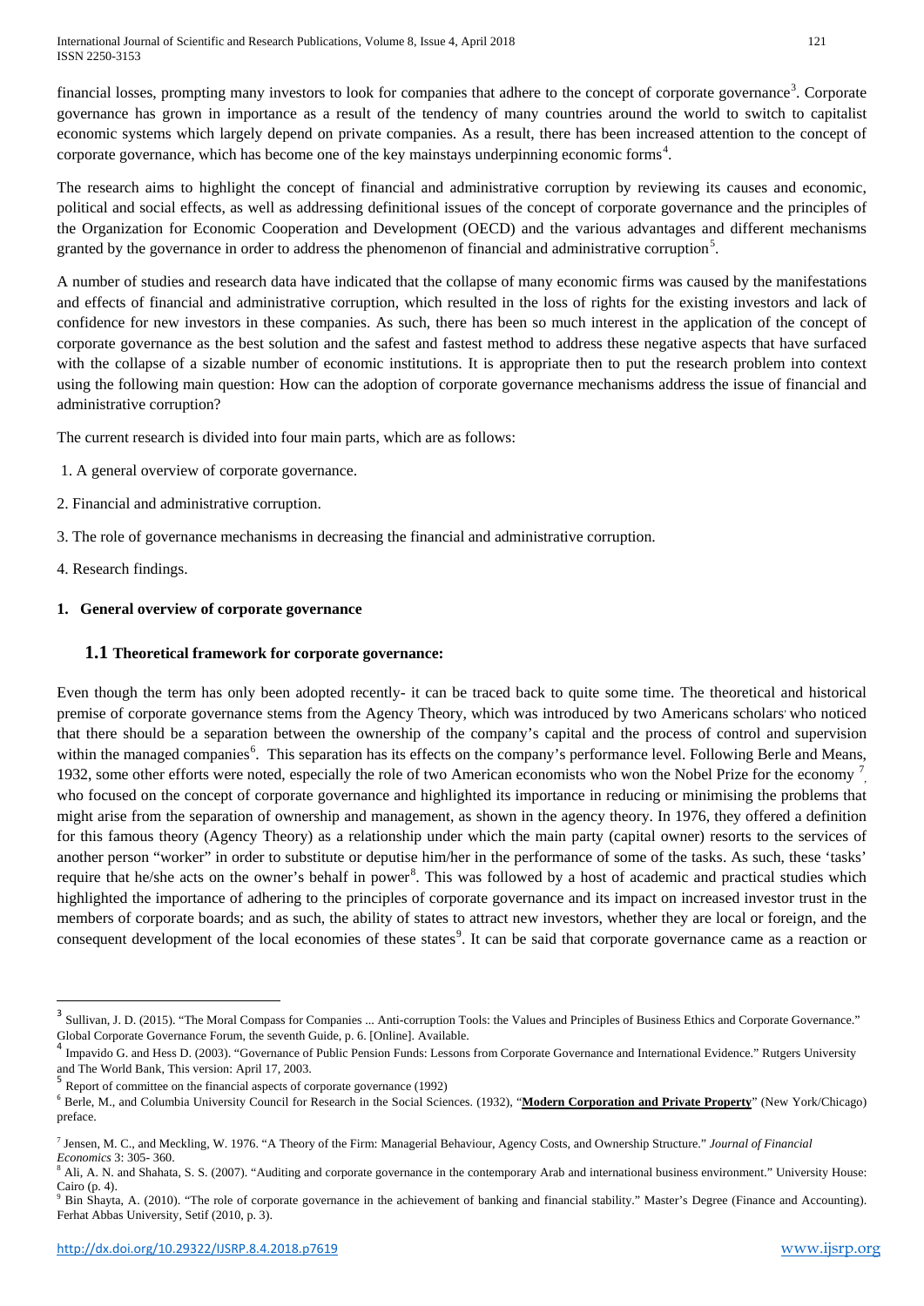financial losses, prompting many investors to look for companies that adhere to the concept of corporate governance[3]. Corporate governance has grown in importance as a result of the tendency of many countries around the world to switch to capitalist economic systems which largely depend on private companies. As a result, there has been increased attention to the concept of corporate governance, which has become one of the key mainstays underpinning economic forms[4].

The research aims to highlight the concept of financial and administrative corruption by reviewing its causes and economic, political and social effects, as well as addressing definitional issues of the concept of corporate governance and the principles of the Organization for Economic Cooperation and Development (OECD) and the various advantages and different mechanisms granted by the governance in order to address the phenomenon of financial and administrative corruption[5].

A number of studies and research data have indicated that the collapse of many economic firms was caused by the manifestations and effects of financial and administrative corruption, which resulted in the loss of rights for the existing investors and lack of confidence for new investors in these companies. As such, there has been so much interest in the application of the concept of corporate governance as the best solution and the safest and fastest method to address these negative aspects that have surfaced with the collapse of a sizable number of economic institutions. It is appropriate then to put the research problem into context using the following main question: How can the adoption of corporate governance mechanisms address the issue of financial and administrative corruption?

The current research is divided into four main parts, which are as follows:

1. A general overview of corporate governance.
2. Financial and administrative corruption.
3. The role of governance mechanisms in decreasing the financial and administrative corruption.
4. Research findings.

## 1. General overview of corporate governance

### 1.1 Theoretical framework for corporate governance:

Even though the term has only been adopted recently- it can be traced back to quite some time. The theoretical and historical premise of corporate governance stems from the Agency Theory, which was introduced by two Americans scholars who noticed that there should be a separation between the ownership of the company's capital and the process of control and supervision within the managed companies[6]. This separation has its effects on the company's performance level. Following Berle and Means, 1932, some other efforts were noted, especially the role of two American economists who won the Nobel Prize for the economy [7], who focused on the concept of corporate governance and highlighted its importance in reducing or minimising the problems that might arise from the separation of ownership and management, as shown in the agency theory. In 1976, they offered a definition for this famous theory (Agency Theory) as a relationship under which the main party (capital owner) resorts to the services of another person "worker" in order to substitute or deputise him/her in the performance of some of the tasks. As such, these 'tasks' require that he/she acts on the owner's behalf in power[8]. This was followed by a host of academic and practical studies which highlighted the importance of adhering to the principles of corporate governance and its impact on increased investor trust in the members of corporate boards; and as such, the ability of states to attract new investors, whether they are local or foreign, and the consequent development of the local economies of these states[9]. It can be said that corporate governance came as a reaction or

---

[3] Sullivan, J. D. (2015). "The Moral Compass for Companies ... Anti-corruption Tools: the Values and Principles of Business Ethics and Corporate Governance." Global Corporate Governance Forum, the seventh Guide, p. 6. [Online]. Available.

[4] Impavido G. and Hess D. (2003). "Governance of Public Pension Funds: Lessons from Corporate Governance and International Evidence." Rutgers University and The World Bank, This version: April 17, 2003.

[5] Report of committee on the financial aspects of corporate governance (1992)

[6] Berle, M., and Columbia University Council for Research in the Social Sciences. (1932), "**Modern Corporation and Private Property**" (New York/Chicago) preface.

[7] Jensen, M. C., and Meckling, W. 1976. "A Theory of the Firm: Managerial Behaviour, Agency Costs, and Ownership Structure." *Journal of Financial Economics* 3: 305- 360.

[8] Ali, A. N. and Shahata, S. S. (2007). "Auditing and corporate governance in the contemporary Arab and international business environment." University House: Cairo (p. 4).

[9] Bin Shayta, A. (2010). "The role of corporate governance in the achievement of banking and financial stability." Master's Degree (Finance and Accounting). Ferhat Abbas University, Setif (2010, p. 3).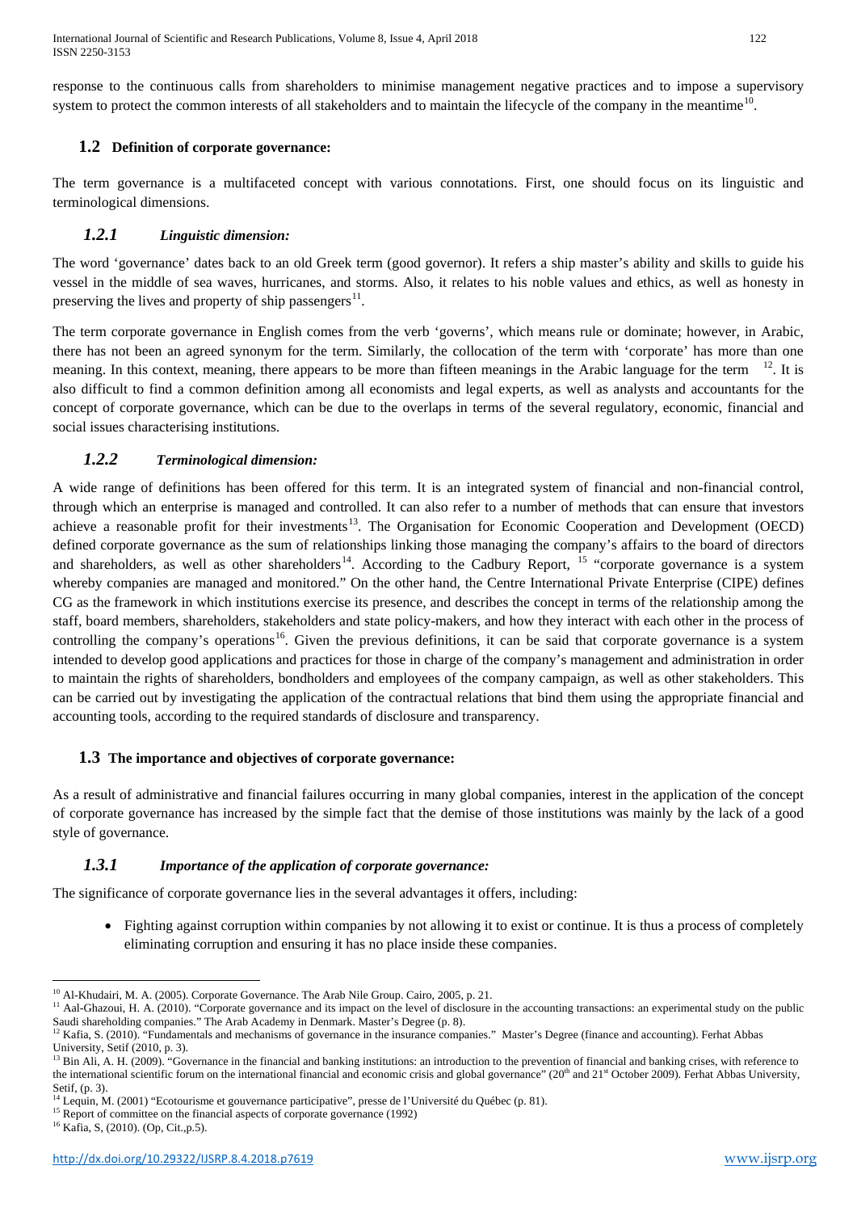response to the continuous calls from shareholders to minimise management negative practices and to impose a supervisory system to protect the common interests of all stakeholders and to maintain the lifecycle of the company in the meantime[10].

## 1.2 Definition of corporate governance:

The term governance is a multifaceted concept with various connotations. First, one should focus on its linguistic and terminological dimensions.

### *1.2.1 Linguistic dimension:*

The word 'governance' dates back to an old Greek term (good governor). It refers a ship master's ability and skills to guide his vessel in the middle of sea waves, hurricanes, and storms. Also, it relates to his noble values and ethics, as well as honesty in preserving the lives and property of ship passengers[11].

The term corporate governance in English comes from the verb 'governs', which means rule or dominate; however, in Arabic, there has not been an agreed synonym for the term. Similarly, the collocation of the term with 'corporate' has more than one meaning. In this context, meaning, there appears to be more than fifteen meanings in the Arabic language for the term [12]. It is also difficult to find a common definition among all economists and legal experts, as well as analysts and accountants for the concept of corporate governance, which can be due to the overlaps in terms of the several regulatory, economic, financial and social issues characterising institutions.

### *1.2.2 Terminological dimension:*

A wide range of definitions has been offered for this term. It is an integrated system of financial and non-financial control, through which an enterprise is managed and controlled. It can also refer to a number of methods that can ensure that investors achieve a reasonable profit for their investments[13]. The Organisation for Economic Cooperation and Development (OECD) defined corporate governance as the sum of relationships linking those managing the company's affairs to the board of directors and shareholders, as well as other shareholders[14]. According to the Cadbury Report, [15] "corporate governance is a system whereby companies are managed and monitored." On the other hand, the Centre International Private Enterprise (CIPE) defines CG as the framework in which institutions exercise its presence, and describes the concept in terms of the relationship among the staff, board members, shareholders, stakeholders and state policy-makers, and how they interact with each other in the process of controlling the company's operations[16]. Given the previous definitions, it can be said that corporate governance is a system intended to develop good applications and practices for those in charge of the company's management and administration in order to maintain the rights of shareholders, bondholders and employees of the company campaign, as well as other stakeholders. This can be carried out by investigating the application of the contractual relations that bind them using the appropriate financial and accounting tools, according to the required standards of disclosure and transparency.

## 1.3 The importance and objectives of corporate governance:

As a result of administrative and financial failures occurring in many global companies, interest in the application of the concept of corporate governance has increased by the simple fact that the demise of those institutions was mainly by the lack of a good style of governance.

### *1.3.1 Importance of the application of corporate governance:*

The significance of corporate governance lies in the several advantages it offers, including:

- Fighting against corruption within companies by not allowing it to exist or continue. It is thus a process of completely eliminating corruption and ensuring it has no place inside these companies.

---

[10] Al-Khudairi, M. A. (2005). Corporate Governance. The Arab Nile Group. Cairo, 2005, p. 21.

[11] Aal-Ghazoui, H. A. (2010). "Corporate governance and its impact on the level of disclosure in the accounting transactions: an experimental study on the public Saudi shareholding companies." The Arab Academy in Denmark. Master's Degree (p. 8).

[12] Kafia, S. (2010). "Fundamentals and mechanisms of governance in the insurance companies." Master's Degree (finance and accounting). Ferhat Abbas University, Setif (2010, p. 3).

[13] Bin Ali, A. H. (2009). "Governance in the financial and banking institutions: an introduction to the prevention of financial and banking crises, with reference to the international scientific forum on the international financial and economic crisis and global governance" (20th and 21st October 2009). Ferhat Abbas University, Setif, (p. 3).

[14] Lequin, M. (2001) "Ecotourisme et gouvernance participative", presse de l'Université du Québec (p. 81).

[15] Report of committee on the financial aspects of corporate governance (1992)

[16] Kafia, S, (2010). (Op, Cit.,p.5).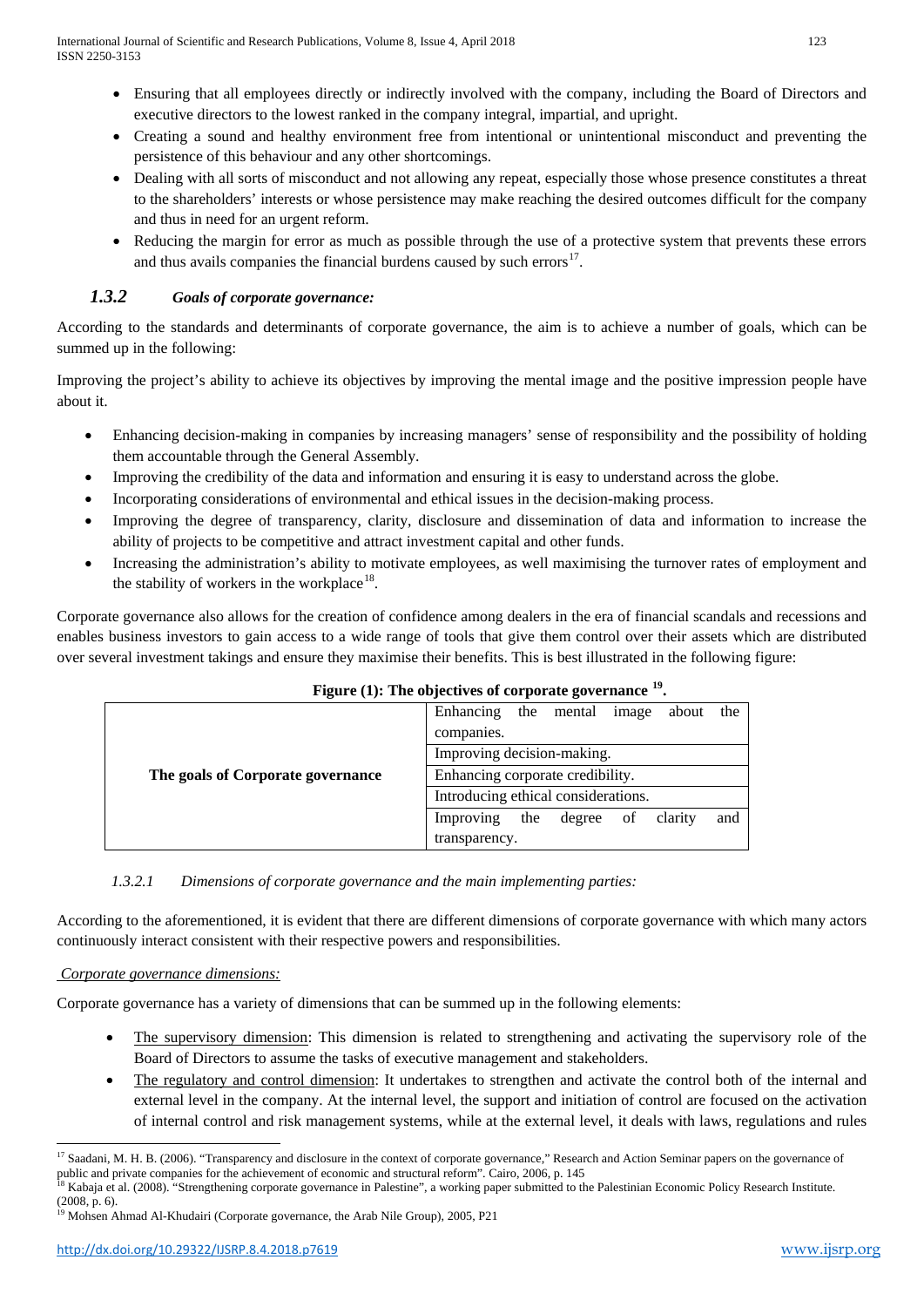- Ensuring that all employees directly or indirectly involved with the company, including the Board of Directors and executive directors to the lowest ranked in the company integral, impartial, and upright.
- Creating a sound and healthy environment free from intentional or unintentional misconduct and preventing the persistence of this behaviour and any other shortcomings.
- Dealing with all sorts of misconduct and not allowing any repeat, especially those whose presence constitutes a threat to the shareholders' interests or whose persistence may make reaching the desired outcomes difficult for the company and thus in need for an urgent reform.
- Reducing the margin for error as much as possible through the use of a protective system that prevents these errors and thus avails companies the financial burdens caused by such errors[17].

### *1.3.2 Goals of corporate governance:*

According to the standards and determinants of corporate governance, the aim is to achieve a number of goals, which can be summed up in the following:

Improving the project's ability to achieve its objectives by improving the mental image and the positive impression people have about it.

- Enhancing decision-making in companies by increasing managers' sense of responsibility and the possibility of holding them accountable through the General Assembly.
- Improving the credibility of the data and information and ensuring it is easy to understand across the globe.
- Incorporating considerations of environmental and ethical issues in the decision-making process.
- Improving the degree of transparency, clarity, disclosure and dissemination of data and information to increase the ability of projects to be competitive and attract investment capital and other funds.
- Increasing the administration's ability to motivate employees, as well maximising the turnover rates of employment and the stability of workers in the workplace[18].

Corporate governance also allows for the creation of confidence among dealers in the era of financial scandals and recessions and enables business investors to gain access to a wide range of tools that give them control over their assets which are distributed over several investment takings and ensure they maximise their benefits. This is best illustrated in the following figure:

**Figure (1): The objectives of corporate governance [19].**

| | |
|---|---|
| **The goals of Corporate governance** | Enhancing the mental image about the companies. |
| | Improving decision-making. |
| | Enhancing corporate credibility. |
| | Introducing ethical considerations. |
| | Improving the degree of clarity and transparency. |

#### *1.3.2.1 Dimensions of corporate governance and the main implementing parties:*

According to the aforementioned, it is evident that there are different dimensions of corporate governance with which many actors continuously interact consistent with their respective powers and responsibilities.

*Corporate governance dimensions:*

Corporate governance has a variety of dimensions that can be summed up in the following elements:

- The supervisory dimension: This dimension is related to strengthening and activating the supervisory role of the Board of Directors to assume the tasks of executive management and stakeholders.
- The regulatory and control dimension: It undertakes to strengthen and activate the control both of the internal and external level in the company. At the internal level, the support and initiation of control are focused on the activation of internal control and risk management systems, while at the external level, it deals with laws, regulations and rules

---

[17] Saadani, M. H. B. (2006). "Transparency and disclosure in the context of corporate governance," Research and Action Seminar papers on the governance of public and private companies for the achievement of economic and structural reform". Cairo, 2006, p. 145

[18] Kabaja et al. (2008). "Strengthening corporate governance in Palestine", a working paper submitted to the Palestinian Economic Policy Research Institute. (2008, p. 6).

[19] Mohsen Ahmad Al-Khudairi (Corporate governance, the Arab Nile Group), 2005, P21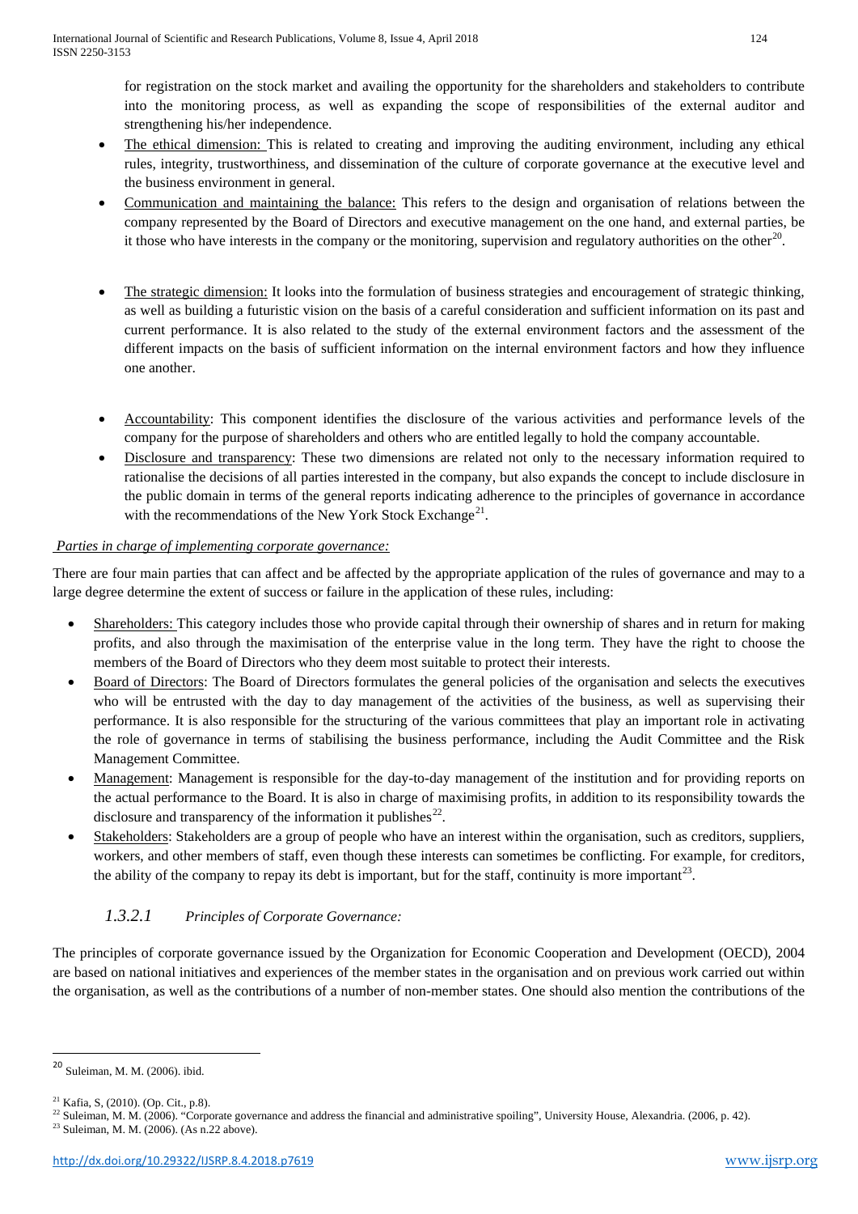for registration on the stock market and availing the opportunity for the shareholders and stakeholders to contribute into the monitoring process, as well as expanding the scope of responsibilities of the external auditor and strengthening his/her independence.

- The ethical dimension: This is related to creating and improving the auditing environment, including any ethical rules, integrity, trustworthiness, and dissemination of the culture of corporate governance at the executive level and the business environment in general.
- Communication and maintaining the balance: This refers to the design and organisation of relations between the company represented by the Board of Directors and executive management on the one hand, and external parties, be it those who have interests in the company or the monitoring, supervision and regulatory authorities on the other[20].
- The strategic dimension: It looks into the formulation of business strategies and encouragement of strategic thinking, as well as building a futuristic vision on the basis of a careful consideration and sufficient information on its past and current performance. It is also related to the study of the external environment factors and the assessment of the different impacts on the basis of sufficient information on the internal environment factors and how they influence one another.
- Accountability: This component identifies the disclosure of the various activities and performance levels of the company for the purpose of shareholders and others who are entitled legally to hold the company accountable.
- Disclosure and transparency: These two dimensions are related not only to the necessary information required to rationalise the decisions of all parties interested in the company, but also expands the concept to include disclosure in the public domain in terms of the general reports indicating adherence to the principles of governance in accordance with the recommendations of the New York Stock Exchange[21].

*Parties in charge of implementing corporate governance:*

There are four main parties that can affect and be affected by the appropriate application of the rules of governance and may to a large degree determine the extent of success or failure in the application of these rules, including:

- Shareholders: This category includes those who provide capital through their ownership of shares and in return for making profits, and also through the maximisation of the enterprise value in the long term. They have the right to choose the members of the Board of Directors who they deem most suitable to protect their interests.
- Board of Directors: The Board of Directors formulates the general policies of the organisation and selects the executives who will be entrusted with the day to day management of the activities of the business, as well as supervising their performance. It is also responsible for the structuring of the various committees that play an important role in activating the role of governance in terms of stabilising the business performance, including the Audit Committee and the Risk Management Committee.
- Management: Management is responsible for the day-to-day management of the institution and for providing reports on the actual performance to the Board. It is also in charge of maximising profits, in addition to its responsibility towards the disclosure and transparency of the information it publishes[22].
- Stakeholders: Stakeholders are a group of people who have an interest within the organisation, such as creditors, suppliers, workers, and other members of staff, even though these interests can sometimes be conflicting. For example, for creditors, the ability of the company to repay its debt is important, but for the staff, continuity is more important[23].

### 1.3.2.1 *Principles of Corporate Governance:*

The principles of corporate governance issued by the Organization for Economic Cooperation and Development (OECD), 2004 are based on national initiatives and experiences of the member states in the organisation and on previous work carried out within the organisation, as well as the contributions of a number of non-member states. One should also mention the contributions of the

---

[20] Suleiman, M. M. (2006). ibid.

[21] Kafia, S, (2010). (Op. Cit., p.8).

[22] Suleiman, M. M. (2006). "Corporate governance and address the financial and administrative spoiling", University House, Alexandria. (2006, p. 42).

[23] Suleiman, M. M. (2006). (As n.22 above).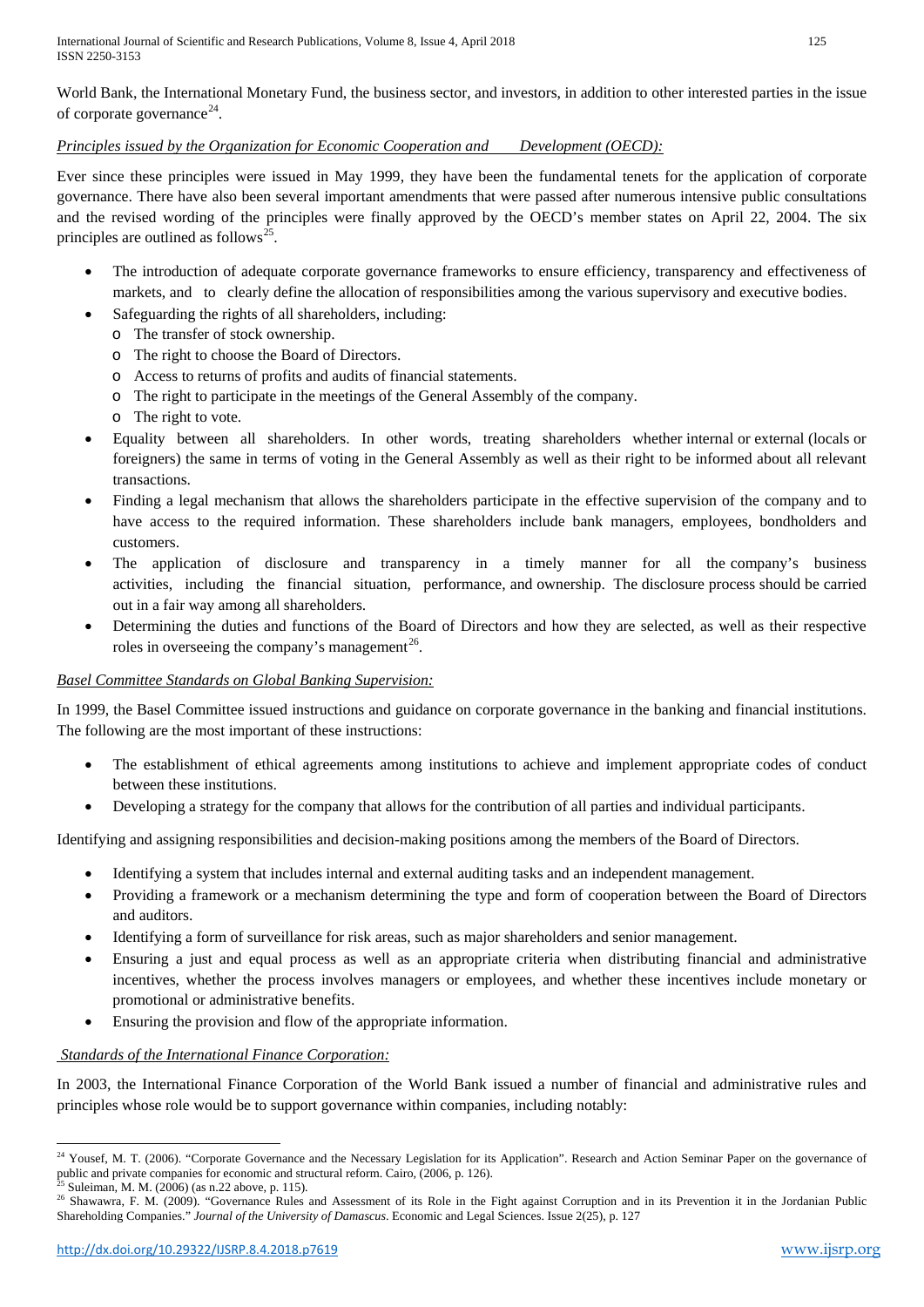World Bank, the International Monetary Fund, the business sector, and investors, in addition to other interested parties in the issue of corporate governance[24].

*Principles issued by the Organization for Economic Cooperation and Development (OECD):*

Ever since these principles were issued in May 1999, they have been the fundamental tenets for the application of corporate governance. There have also been several important amendments that were passed after numerous intensive public consultations and the revised wording of the principles were finally approved by the OECD's member states on April 22, 2004. The six principles are outlined as follows[25].

- The introduction of adequate corporate governance frameworks to ensure efficiency, transparency and effectiveness of markets, and to clearly define the allocation of responsibilities among the various supervisory and executive bodies.
- Safeguarding the rights of all shareholders, including:
  - The transfer of stock ownership.
  - The right to choose the Board of Directors.
  - Access to returns of profits and audits of financial statements.
  - The right to participate in the meetings of the General Assembly of the company.
  - The right to vote.
- Equality between all shareholders. In other words, treating shareholders whether internal or external (locals or foreigners) the same in terms of voting in the General Assembly as well as their right to be informed about all relevant transactions.
- Finding a legal mechanism that allows the shareholders participate in the effective supervision of the company and to have access to the required information. These shareholders include bank managers, employees, bondholders and customers.
- The application of disclosure and transparency in a timely manner for all the company's business activities, including the financial situation, performance, and ownership. The disclosure process should be carried out in a fair way among all shareholders.
- Determining the duties and functions of the Board of Directors and how they are selected, as well as their respective roles in overseeing the company's management[26].

*Basel Committee Standards on Global Banking Supervision:*

In 1999, the Basel Committee issued instructions and guidance on corporate governance in the banking and financial institutions. The following are the most important of these instructions:

- The establishment of ethical agreements among institutions to achieve and implement appropriate codes of conduct between these institutions.
- Developing a strategy for the company that allows for the contribution of all parties and individual participants.

Identifying and assigning responsibilities and decision-making positions among the members of the Board of Directors.

- Identifying a system that includes internal and external auditing tasks and an independent management.
- Providing a framework or a mechanism determining the type and form of cooperation between the Board of Directors and auditors.
- Identifying a form of surveillance for risk areas, such as major shareholders and senior management.
- Ensuring a just and equal process as well as an appropriate criteria when distributing financial and administrative incentives, whether the process involves managers or employees, and whether these incentives include monetary or promotional or administrative benefits.
- Ensuring the provision and flow of the appropriate information.

*Standards of the International Finance Corporation:*

In 2003, the International Finance Corporation of the World Bank issued a number of financial and administrative rules and principles whose role would be to support governance within companies, including notably:

---

[24] Yousef, M. T. (2006). "Corporate Governance and the Necessary Legislation for its Application". Research and Action Seminar Paper on the governance of public and private companies for economic and structural reform. Cairo, (2006, p. 126).

[25] Suleiman, M. M. (2006) (as n.22 above, p. 115).

[26] Shawawra, F. M. (2009). "Governance Rules and Assessment of its Role in the Fight against Corruption and in its Prevention it in the Jordanian Public Shareholding Companies." *Journal of the University of Damascus*. Economic and Legal Sciences. Issue 2(25), p. 127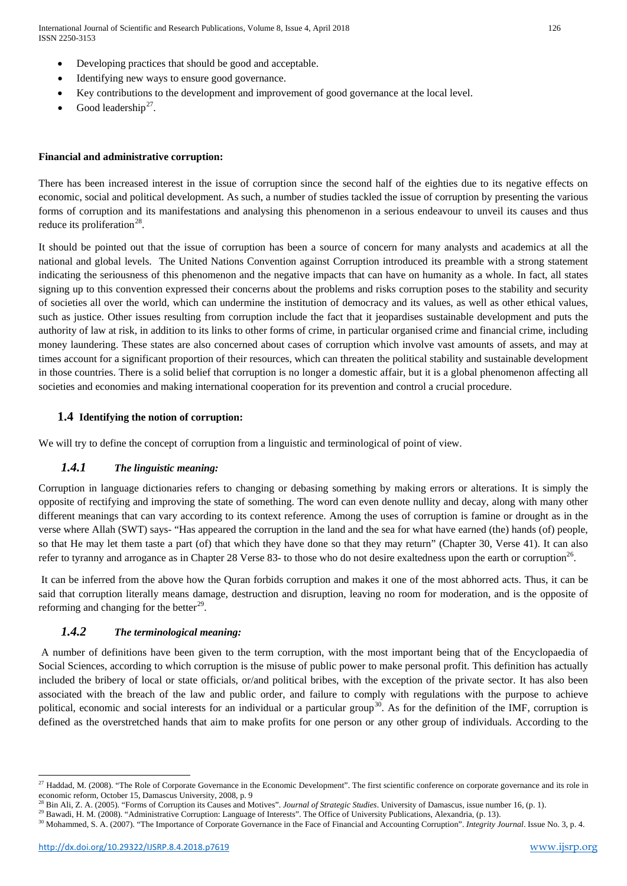- Developing practices that should be good and acceptable.
- Identifying new ways to ensure good governance.
- Key contributions to the development and improvement of good governance at the local level.
- Good leadership[27].

**Financial and administrative corruption:**

There has been increased interest in the issue of corruption since the second half of the eighties due to its negative effects on economic, social and political development. As such, a number of studies tackled the issue of corruption by presenting the various forms of corruption and its manifestations and analysing this phenomenon in a serious endeavour to unveil its causes and thus reduce its proliferation[28].

It should be pointed out that the issue of corruption has been a source of concern for many analysts and academics at all the national and global levels. The United Nations Convention against Corruption introduced its preamble with a strong statement indicating the seriousness of this phenomenon and the negative impacts that can have on humanity as a whole. In fact, all states signing up to this convention expressed their concerns about the problems and risks corruption poses to the stability and security of societies all over the world, which can undermine the institution of democracy and its values, as well as other ethical values, such as justice. Other issues resulting from corruption include the fact that it jeopardises sustainable development and puts the authority of law at risk, in addition to its links to other forms of crime, in particular organised crime and financial crime, including money laundering. These states are also concerned about cases of corruption which involve vast amounts of assets, and may at times account for a significant proportion of their resources, which can threaten the political stability and sustainable development in those countries. There is a solid belief that corruption is no longer a domestic affair, but it is a global phenomenon affecting all societies and economies and making international cooperation for its prevention and control a crucial procedure.

## 1.4 Identifying the notion of corruption:

We will try to define the concept of corruption from a linguistic and terminological of point of view.

### *1.4.1 The linguistic meaning:*

Corruption in language dictionaries refers to changing or debasing something by making errors or alterations. It is simply the opposite of rectifying and improving the state of something. The word can even denote nullity and decay, along with many other different meanings that can vary according to its context reference. Among the uses of corruption is famine or drought as in the verse where Allah (SWT) says- "Has appeared the corruption in the land and the sea for what have earned (the) hands (of) people, so that He may let them taste a part (of) that which they have done so that they may return" (Chapter 30, Verse 41). It can also refer to tyranny and arrogance as in Chapter 28 Verse 83- to those who do not desire exaltedness upon the earth or corruption[26].

It can be inferred from the above how the Quran forbids corruption and makes it one of the most abhorred acts. Thus, it can be said that corruption literally means damage, destruction and disruption, leaving no room for moderation, and is the opposite of reforming and changing for the better[29].

### *1.4.2 The terminological meaning:*

A number of definitions have been given to the term corruption, with the most important being that of the Encyclopaedia of Social Sciences, according to which corruption is the misuse of public power to make personal profit. This definition has actually included the bribery of local or state officials, or/and political bribes, with the exception of the private sector. It has also been associated with the breach of the law and public order, and failure to comply with regulations with the purpose to achieve political, economic and social interests for an individual or a particular group[30]. As for the definition of the IMF, corruption is defined as the overstretched hands that aim to make profits for one person or any other group of individuals. According to the

---

[27] Haddad, M. (2008). "The Role of Corporate Governance in the Economic Development". The first scientific conference on corporate governance and its role in economic reform, October 15, Damascus University, 2008, p. 9

[28] Bin Ali, Z. A. (2005). "Forms of Corruption its Causes and Motives". *Journal of Strategic Studies*. University of Damascus, issue number 16, (p. 1).

[29] Bawadi, H. M. (2008). "Administrative Corruption: Language of Interests". The Office of University Publications, Alexandria, (p. 13).

[30] Mohammed, S. A. (2007). "The Importance of Corporate Governance in the Face of Financial and Accounting Corruption". *Integrity Journal*. Issue No. 3, p. 4.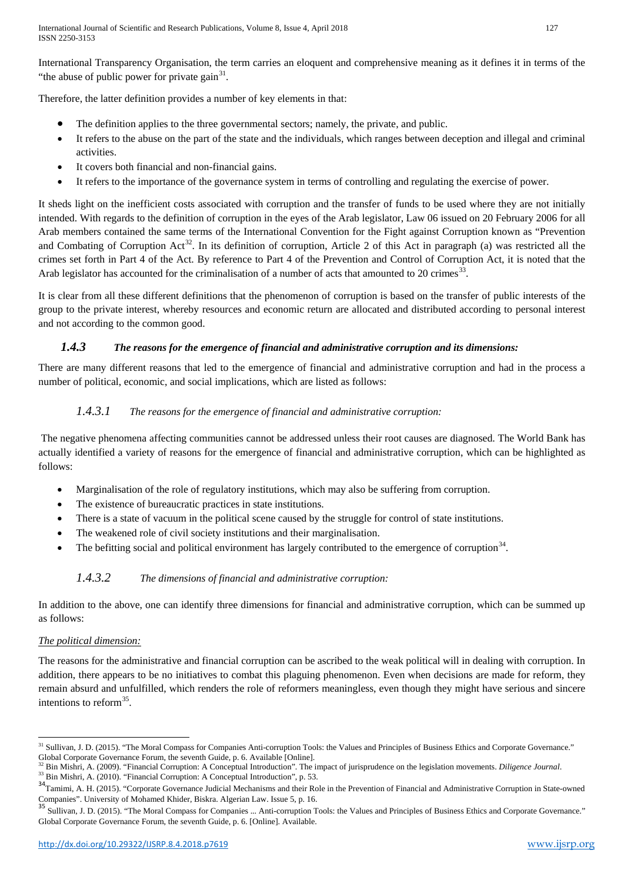International Transparency Organisation, the term carries an eloquent and comprehensive meaning as it defines it in terms of the "the abuse of public power for private gain[31].

Therefore, the latter definition provides a number of key elements in that:

- The definition applies to the three governmental sectors; namely, the private, and public.
- It refers to the abuse on the part of the state and the individuals, which ranges between deception and illegal and criminal activities.
- It covers both financial and non-financial gains.
- It refers to the importance of the governance system in terms of controlling and regulating the exercise of power.

It sheds light on the inefficient costs associated with corruption and the transfer of funds to be used where they are not initially intended. With regards to the definition of corruption in the eyes of the Arab legislator, Law 06 issued on 20 February 2006 for all Arab members contained the same terms of the International Convention for the Fight against Corruption known as "Prevention and Combating of Corruption Act[32]. In its definition of corruption, Article 2 of this Act in paragraph (a) was restricted all the crimes set forth in Part 4 of the Act. By reference to Part 4 of the Prevention and Control of Corruption Act, it is noted that the Arab legislator has accounted for the criminalisation of a number of acts that amounted to 20 crimes[33].

It is clear from all these different definitions that the phenomenon of corruption is based on the transfer of public interests of the group to the private interest, whereby resources and economic return are allocated and distributed according to personal interest and not according to the common good.

### *1.4.3 The reasons for the emergence of financial and administrative corruption and its dimensions:*

There are many different reasons that led to the emergence of financial and administrative corruption and had in the process a number of political, economic, and social implications, which are listed as follows:

#### *1.4.3.1 The reasons for the emergence of financial and administrative corruption:*

The negative phenomena affecting communities cannot be addressed unless their root causes are diagnosed. The World Bank has actually identified a variety of reasons for the emergence of financial and administrative corruption, which can be highlighted as follows:

- Marginalisation of the role of regulatory institutions, which may also be suffering from corruption.
- The existence of bureaucratic practices in state institutions.
- There is a state of vacuum in the political scene caused by the struggle for control of state institutions.
- The weakened role of civil society institutions and their marginalisation.
- The befitting social and political environment has largely contributed to the emergence of corruption[34].

#### *1.4.3.2 The dimensions of financial and administrative corruption:*

In addition to the above, one can identify three dimensions for financial and administrative corruption, which can be summed up as follows:

*The political dimension:*

The reasons for the administrative and financial corruption can be ascribed to the weak political will in dealing with corruption. In addition, there appears to be no initiatives to combat this plaguing phenomenon. Even when decisions are made for reform, they remain absurd and unfulfilled, which renders the role of reformers meaningless, even though they might have serious and sincere intentions to reform[35].

---

[31] Sullivan, J. D. (2015). "The Moral Compass for Companies Anti-corruption Tools: the Values and Principles of Business Ethics and Corporate Governance." Global Corporate Governance Forum, the seventh Guide, p. 6. Available [Online].

[32] Bin Mishri, A. (2009). "Financial Corruption: A Conceptual Introduction". The impact of jurisprudence on the legislation movements. *Diligence Journal*.

[33] Bin Mishri, A. (2010). "Financial Corruption: A Conceptual Introduction", p. 53.

[34] Tamimi, A. H. (2015). "Corporate Governance Judicial Mechanisms and their Role in the Prevention of Financial and Administrative Corruption in State-owned Companies". University of Mohamed Khider, Biskra. Algerian Law. Issue 5, p. 16.

[35] Sullivan, J. D. (2015). "The Moral Compass for Companies ... Anti-corruption Tools: the Values and Principles of Business Ethics and Corporate Governance." Global Corporate Governance Forum, the seventh Guide, p. 6. [Online]. Available.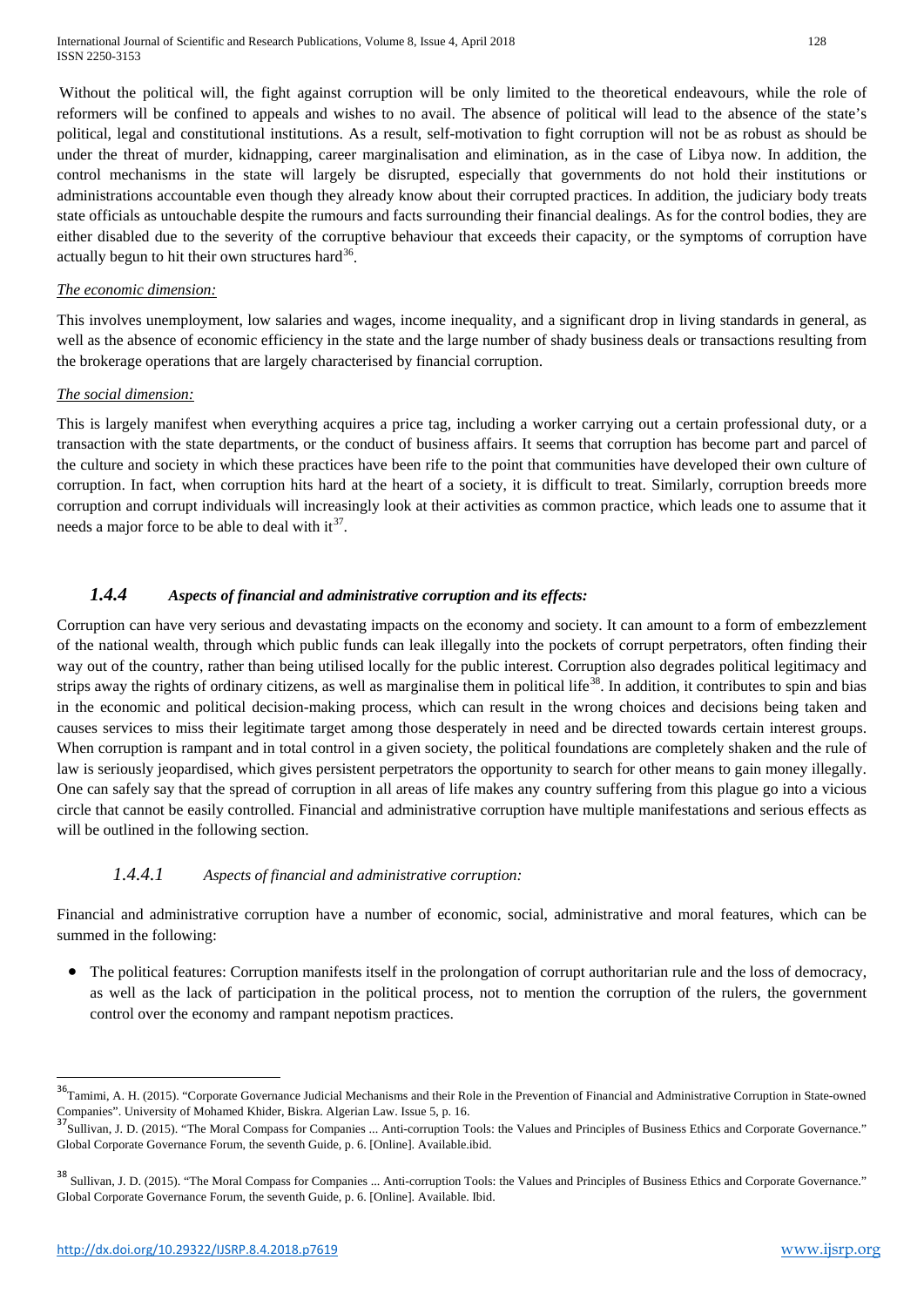Without the political will, the fight against corruption will be only limited to the theoretical endeavours, while the role of reformers will be confined to appeals and wishes to no avail. The absence of political will lead to the absence of the state's political, legal and constitutional institutions. As a result, self-motivation to fight corruption will not be as robust as should be under the threat of murder, kidnapping, career marginalisation and elimination, as in the case of Libya now. In addition, the control mechanisms in the state will largely be disrupted, especially that governments do not hold their institutions or administrations accountable even though they already know about their corrupted practices. In addition, the judiciary body treats state officials as untouchable despite the rumours and facts surrounding their financial dealings. As for the control bodies, they are either disabled due to the severity of the corruptive behaviour that exceeds their capacity, or the symptoms of corruption have actually begun to hit their own structures hard[36].

*The economic dimension:*

This involves unemployment, low salaries and wages, income inequality, and a significant drop in living standards in general, as well as the absence of economic efficiency in the state and the large number of shady business deals or transactions resulting from the brokerage operations that are largely characterised by financial corruption.

*The social dimension:*

This is largely manifest when everything acquires a price tag, including a worker carrying out a certain professional duty, or a transaction with the state departments, or the conduct of business affairs. It seems that corruption has become part and parcel of the culture and society in which these practices have been rife to the point that communities have developed their own culture of corruption. In fact, when corruption hits hard at the heart of a society, it is difficult to treat. Similarly, corruption breeds more corruption and corrupt individuals will increasingly look at their activities as common practice, which leads one to assume that it needs a major force to be able to deal with it[37].

### 1.4.4 *Aspects of financial and administrative corruption and its effects:*

Corruption can have very serious and devastating impacts on the economy and society. It can amount to a form of embezzlement of the national wealth, through which public funds can leak illegally into the pockets of corrupt perpetrators, often finding their way out of the country, rather than being utilised locally for the public interest. Corruption also degrades political legitimacy and strips away the rights of ordinary citizens, as well as marginalise them in political life[38]. In addition, it contributes to spin and bias in the economic and political decision-making process, which can result in the wrong choices and decisions being taken and causes services to miss their legitimate target among those desperately in need and be directed towards certain interest groups. When corruption is rampant and in total control in a given society, the political foundations are completely shaken and the rule of law is seriously jeopardised, which gives persistent perpetrators the opportunity to search for other means to gain money illegally. One can safely say that the spread of corruption in all areas of life makes any country suffering from this plague go into a vicious circle that cannot be easily controlled. Financial and administrative corruption have multiple manifestations and serious effects as will be outlined in the following section.

#### 1.4.4.1 *Aspects of financial and administrative corruption:*

Financial and administrative corruption have a number of economic, social, administrative and moral features, which can be summed in the following:

- The political features: Corruption manifests itself in the prolongation of corrupt authoritarian rule and the loss of democracy, as well as the lack of participation in the political process, not to mention the corruption of the rulers, the government control over the economy and rampant nepotism practices.

---

[36] Tamimi, A. H. (2015). "Corporate Governance Judicial Mechanisms and their Role in the Prevention of Financial and Administrative Corruption in State-owned Companies". University of Mohamed Khider, Biskra. Algerian Law. Issue 5, p. 16.

[37] Sullivan, J. D. (2015). "The Moral Compass for Companies ... Anti-corruption Tools: the Values and Principles of Business Ethics and Corporate Governance." Global Corporate Governance Forum, the seventh Guide, p. 6. [Online]. Available.ibid.

[38] Sullivan, J. D. (2015). "The Moral Compass for Companies ... Anti-corruption Tools: the Values and Principles of Business Ethics and Corporate Governance." Global Corporate Governance Forum, the seventh Guide, p. 6. [Online]. Available. Ibid.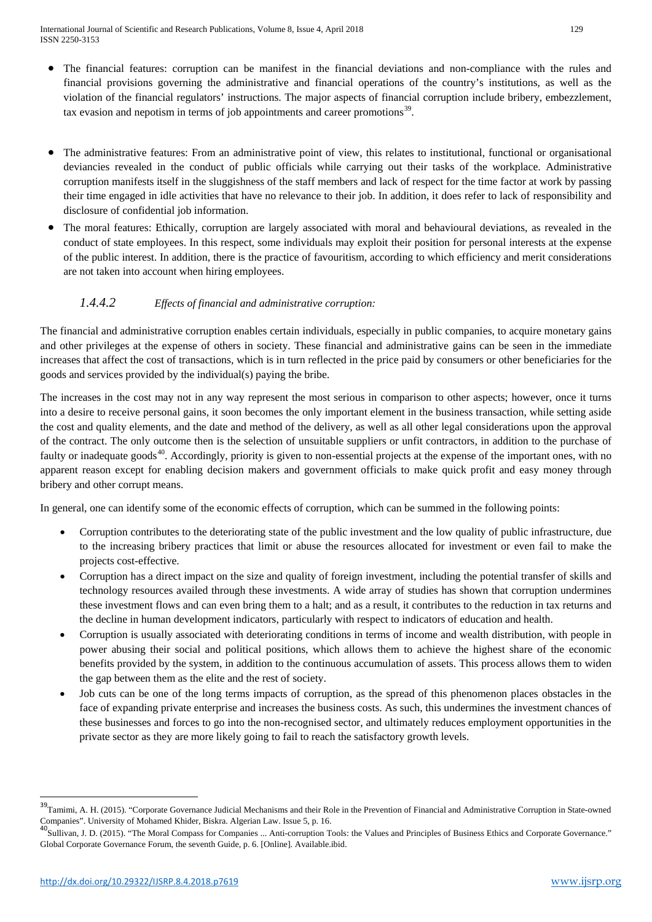- The financial features: corruption can be manifest in the financial deviations and non-compliance with the rules and financial provisions governing the administrative and financial operations of the country's institutions, as well as the violation of the financial regulators' instructions. The major aspects of financial corruption include bribery, embezzlement, tax evasion and nepotism in terms of job appointments and career promotions[39].

- The administrative features: From an administrative point of view, this relates to institutional, functional or organisational deviancies revealed in the conduct of public officials while carrying out their tasks of the workplace. Administrative corruption manifests itself in the sluggishness of the staff members and lack of respect for the time factor at work by passing their time engaged in idle activities that have no relevance to their job. In addition, it does refer to lack of responsibility and disclosure of confidential job information.
- The moral features: Ethically, corruption are largely associated with moral and behavioural deviations, as revealed in the conduct of state employees. In this respect, some individuals may exploit their position for personal interests at the expense of the public interest. In addition, there is the practice of favouritism, according to which efficiency and merit considerations are not taken into account when hiring employees.

#### *1.4.4.2 Effects of financial and administrative corruption:*

The financial and administrative corruption enables certain individuals, especially in public companies, to acquire monetary gains and other privileges at the expense of others in society. These financial and administrative gains can be seen in the immediate increases that affect the cost of transactions, which is in turn reflected in the price paid by consumers or other beneficiaries for the goods and services provided by the individual(s) paying the bribe.

The increases in the cost may not in any way represent the most serious in comparison to other aspects; however, once it turns into a desire to receive personal gains, it soon becomes the only important element in the business transaction, while setting aside the cost and quality elements, and the date and method of the delivery, as well as all other legal considerations upon the approval of the contract. The only outcome then is the selection of unsuitable suppliers or unfit contractors, in addition to the purchase of faulty or inadequate goods[40]. Accordingly, priority is given to non-essential projects at the expense of the important ones, with no apparent reason except for enabling decision makers and government officials to make quick profit and easy money through bribery and other corrupt means.

In general, one can identify some of the economic effects of corruption, which can be summed in the following points:

- Corruption contributes to the deteriorating state of the public investment and the low quality of public infrastructure, due to the increasing bribery practices that limit or abuse the resources allocated for investment or even fail to make the projects cost-effective.
- Corruption has a direct impact on the size and quality of foreign investment, including the potential transfer of skills and technology resources availed through these investments. A wide array of studies has shown that corruption undermines these investment flows and can even bring them to a halt; and as a result, it contributes to the reduction in tax returns and the decline in human development indicators, particularly with respect to indicators of education and health.
- Corruption is usually associated with deteriorating conditions in terms of income and wealth distribution, with people in power abusing their social and political positions, which allows them to achieve the highest share of the economic benefits provided by the system, in addition to the continuous accumulation of assets. This process allows them to widen the gap between them as the elite and the rest of society.
- Job cuts can be one of the long terms impacts of corruption, as the spread of this phenomenon places obstacles in the face of expanding private enterprise and increases the business costs. As such, this undermines the investment chances of these businesses and forces to go into the non-recognised sector, and ultimately reduces employment opportunities in the private sector as they are more likely going to fail to reach the satisfactory growth levels.

---

[39] Tamimi, A. H. (2015). "Corporate Governance Judicial Mechanisms and their Role in the Prevention of Financial and Administrative Corruption in State-owned Companies". University of Mohamed Khider, Biskra. Algerian Law. Issue 5, p. 16.

[40] Sullivan, J. D. (2015). "The Moral Compass for Companies ... Anti-corruption Tools: the Values and Principles of Business Ethics and Corporate Governance." Global Corporate Governance Forum, the seventh Guide, p. 6. [Online]. Available.ibid.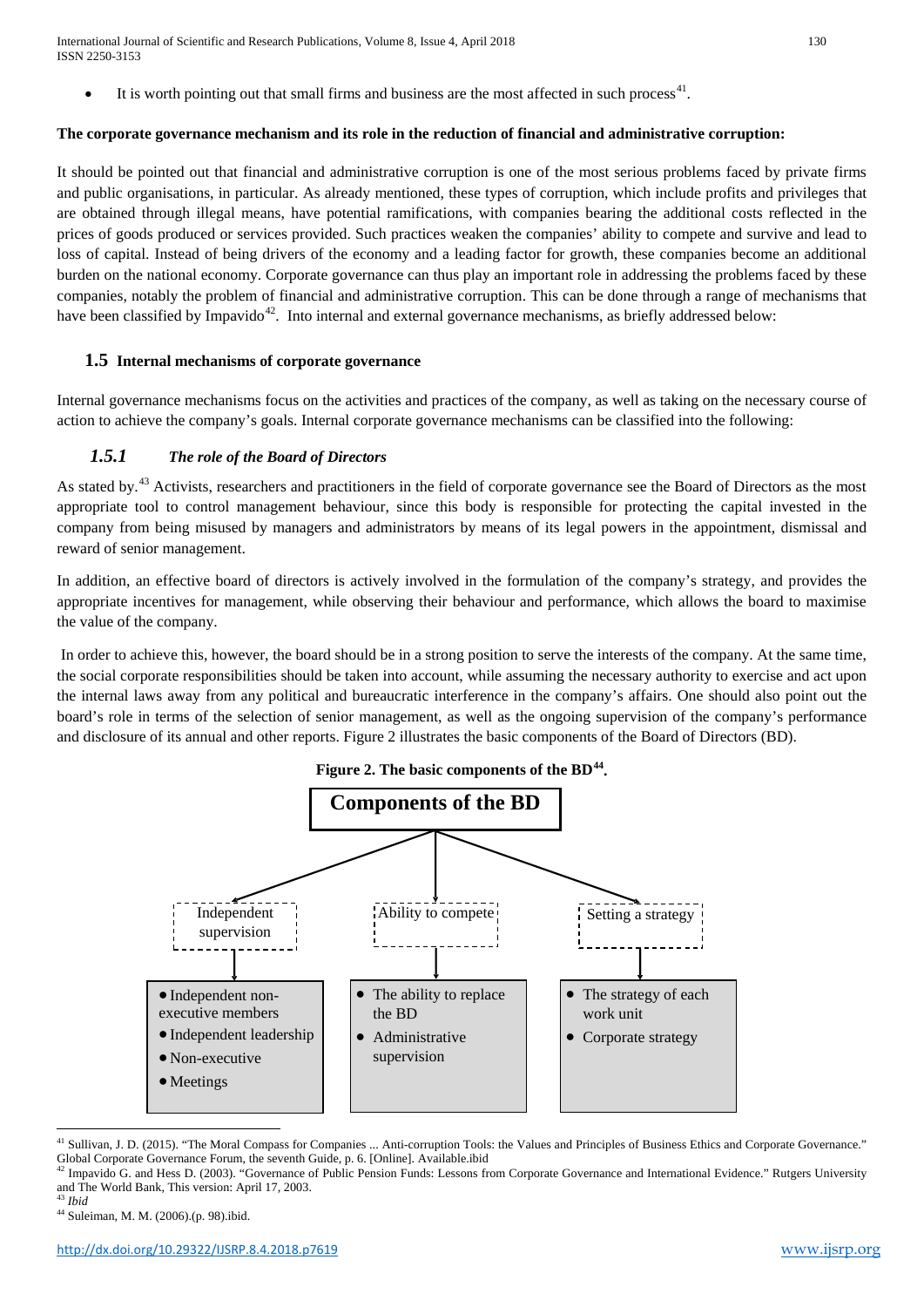- It is worth pointing out that small firms and business are the most affected in such process[41].

**The corporate governance mechanism and its role in the reduction of financial and administrative corruption:**

It should be pointed out that financial and administrative corruption is one of the most serious problems faced by private firms and public organisations, in particular. As already mentioned, these types of corruption, which include profits and privileges that are obtained through illegal means, have potential ramifications, with companies bearing the additional costs reflected in the prices of goods produced or services provided. Such practices weaken the companies' ability to compete and survive and lead to loss of capital. Instead of being drivers of the economy and a leading factor for growth, these companies become an additional burden on the national economy. Corporate governance can thus play an important role in addressing the problems faced by these companies, notably the problem of financial and administrative corruption. This can be done through a range of mechanisms that have been classified by Impavido[42]. Into internal and external governance mechanisms, as briefly addressed below:

## 1.5 Internal mechanisms of corporate governance

Internal governance mechanisms focus on the activities and practices of the company, as well as taking on the necessary course of action to achieve the company's goals. Internal corporate governance mechanisms can be classified into the following:

### *1.5.1 The role of the Board of Directors*

As stated by.[43] Activists, researchers and practitioners in the field of corporate governance see the Board of Directors as the most appropriate tool to control management behaviour, since this body is responsible for protecting the capital invested in the company from being misused by managers and administrators by means of its legal powers in the appointment, dismissal and reward of senior management.

In addition, an effective board of directors is actively involved in the formulation of the company's strategy, and provides the appropriate incentives for management, while observing their behaviour and performance, which allows the board to maximise the value of the company.

In order to achieve this, however, the board should be in a strong position to serve the interests of the company. At the same time, the social corporate responsibilities should be taken into account, while assuming the necessary authority to exercise and act upon the internal laws away from any political and bureaucratic interference in the company's affairs. One should also point out the board's role in terms of the selection of senior management, as well as the ongoing supervision of the company's performance and disclosure of its annual and other reports. Figure 2 illustrates the basic components of the Board of Directors (BD).

**Figure 2. The basic components of the BD[44].**

**Components of the BD**

- Independent supervision
  - Independent non-executive members
  - Independent leadership
  - Non-executive
  - Meetings
- Ability to compete
  - The ability to replace the BD
  - Administrative supervision
- Setting a strategy
  - The strategy of each work unit
  - Corporate strategy

---

[41] Sullivan, J. D. (2015). "The Moral Compass for Companies ... Anti-corruption Tools: the Values and Principles of Business Ethics and Corporate Governance." Global Corporate Governance Forum, the seventh Guide, p. 6. [Online]. Available.ibid

[42] Impavido G. and Hess D. (2003). "Governance of Public Pension Funds: Lessons from Corporate Governance and International Evidence." Rutgers University and The World Bank, This version: April 17, 2003.

[43] *Ibid*

[44] Suleiman, M. M. (2006).(p. 98).ibid.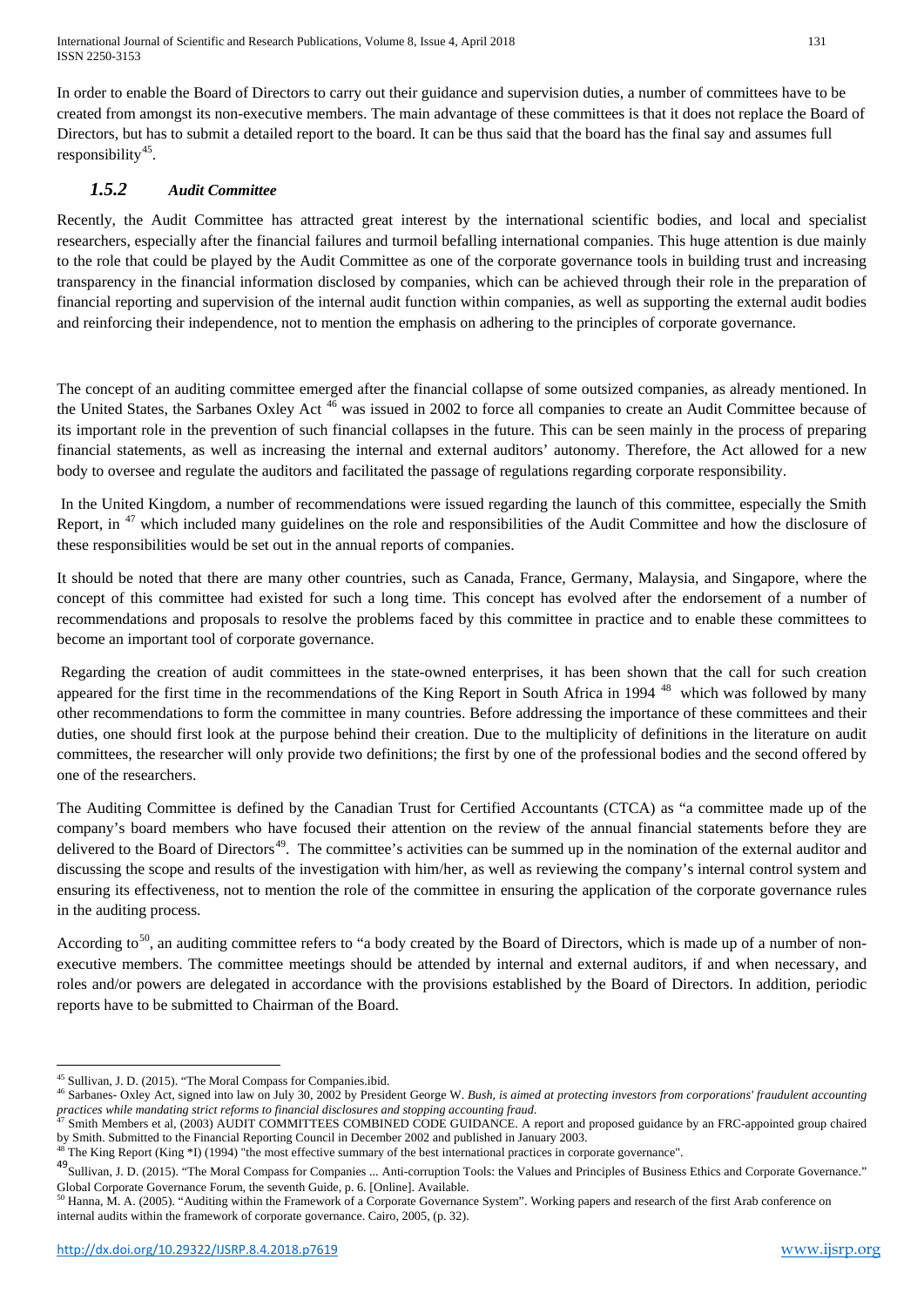In order to enable the Board of Directors to carry out their guidance and supervision duties, a number of committees have to be created from amongst its non-executive members. The main advantage of these committees is that it does not replace the Board of Directors, but has to submit a detailed report to the board. It can be thus said that the board has the final say and assumes full responsibility[45].

### *1.5.2 Audit Committee*

Recently, the Audit Committee has attracted great interest by the international scientific bodies, and local and specialist researchers, especially after the financial failures and turmoil befalling international companies. This huge attention is due mainly to the role that could be played by the Audit Committee as one of the corporate governance tools in building trust and increasing transparency in the financial information disclosed by companies, which can be achieved through their role in the preparation of financial reporting and supervision of the internal audit function within companies, as well as supporting the external audit bodies and reinforcing their independence, not to mention the emphasis on adhering to the principles of corporate governance.

The concept of an auditing committee emerged after the financial collapse of some outsized companies, as already mentioned. In the United States, the Sarbanes Oxley Act [46] was issued in 2002 to force all companies to create an Audit Committee because of its important role in the prevention of such financial collapses in the future. This can be seen mainly in the process of preparing financial statements, as well as increasing the internal and external auditors' autonomy. Therefore, the Act allowed for a new body to oversee and regulate the auditors and facilitated the passage of regulations regarding corporate responsibility.

In the United Kingdom, a number of recommendations were issued regarding the launch of this committee, especially the Smith Report, in [47] which included many guidelines on the role and responsibilities of the Audit Committee and how the disclosure of these responsibilities would be set out in the annual reports of companies.

It should be noted that there are many other countries, such as Canada, France, Germany, Malaysia, and Singapore, where the concept of this committee had existed for such a long time. This concept has evolved after the endorsement of a number of recommendations and proposals to resolve the problems faced by this committee in practice and to enable these committees to become an important tool of corporate governance.

Regarding the creation of audit committees in the state-owned enterprises, it has been shown that the call for such creation appeared for the first time in the recommendations of the King Report in South Africa in 1994 [48] which was followed by many other recommendations to form the committee in many countries. Before addressing the importance of these committees and their duties, one should first look at the purpose behind their creation. Due to the multiplicity of definitions in the literature on audit committees, the researcher will only provide two definitions; the first by one of the professional bodies and the second offered by one of the researchers.

The Auditing Committee is defined by the Canadian Trust for Certified Accountants (CTCA) as "a committee made up of the company's board members who have focused their attention on the review of the annual financial statements before they are delivered to the Board of Directors[49]. The committee's activities can be summed up in the nomination of the external auditor and discussing the scope and results of the investigation with him/her, as well as reviewing the company's internal control system and ensuring its effectiveness, not to mention the role of the committee in ensuring the application of the corporate governance rules in the auditing process.

According to[50], an auditing committee refers to "a body created by the Board of Directors, which is made up of a number of non-executive members. The committee meetings should be attended by internal and external auditors, if and when necessary, and roles and/or powers are delegated in accordance with the provisions established by the Board of Directors. In addition, periodic reports have to be submitted to Chairman of the Board.

---

[45] Sullivan, J. D. (2015). "The Moral Compass for Companies.ibid.

[46] Sarbanes- Oxley Act, signed into law on July 30, 2002 by President George W. *Bush, is aimed at protecting investors from corporations' fraudulent accounting practices while mandating strict reforms to financial disclosures and stopping accounting fraud.*

[47] Smith Members et al, (2003) AUDIT COMMITTEES COMBINED CODE GUIDANCE. A report and proposed guidance by an FRC-appointed group chaired by Smith. Submitted to the Financial Reporting Council in December 2002 and published in January 2003.

[48] The King Report (King *I) (1994) "the most effective summary of the best international practices in corporate governance".

[49] Sullivan, J. D. (2015). "The Moral Compass for Companies ... Anti-corruption Tools: the Values and Principles of Business Ethics and Corporate Governance." Global Corporate Governance Forum, the seventh Guide, p. 6. [Online]. Available.

[50] Hanna, M. A. (2005). "Auditing within the Framework of a Corporate Governance System". Working papers and research of the first Arab conference on internal audits within the framework of corporate governance. Cairo, 2005, (p. 32).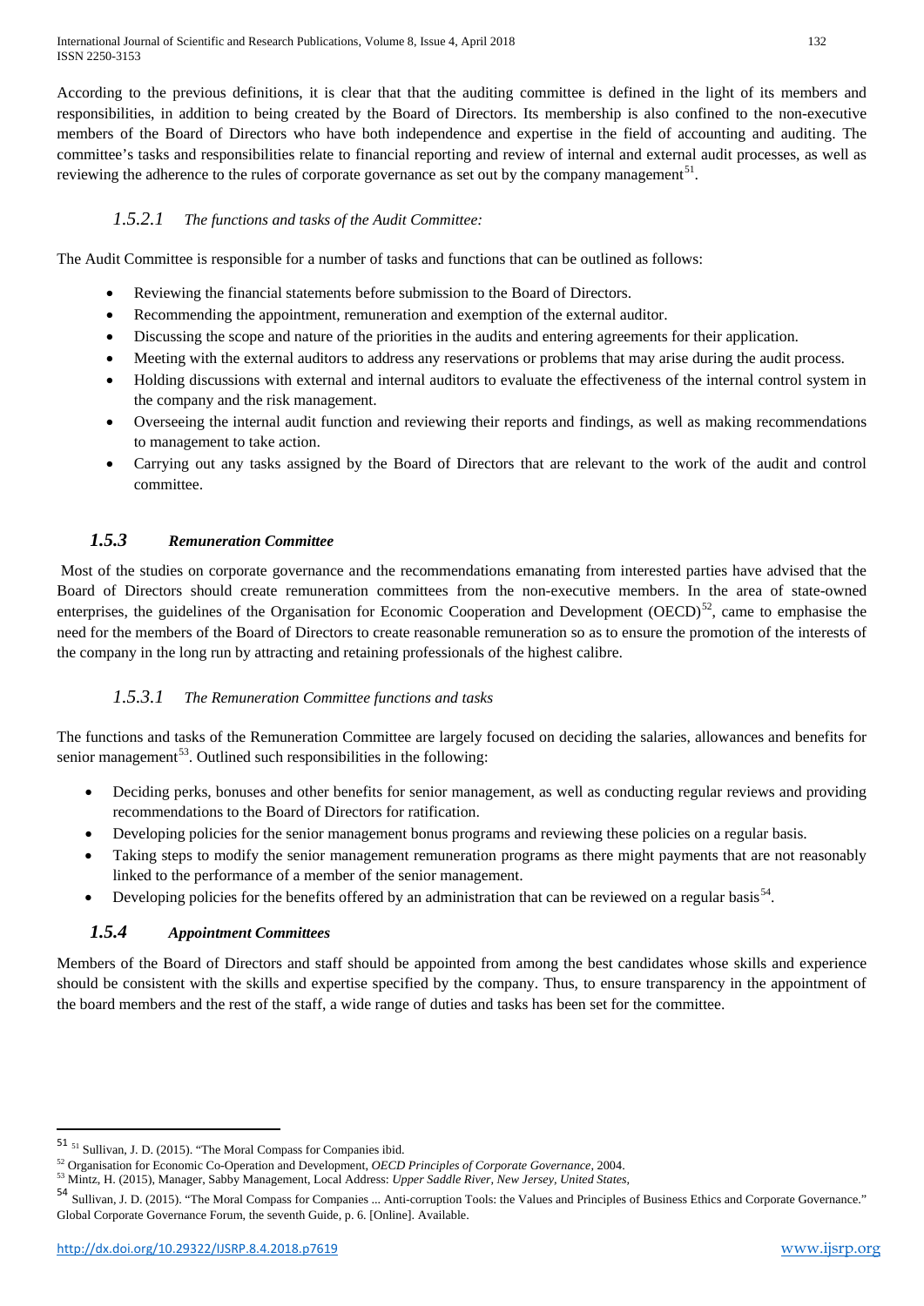According to the previous definitions, it is clear that that the auditing committee is defined in the light of its members and responsibilities, in addition to being created by the Board of Directors. Its membership is also confined to the non-executive members of the Board of Directors who have both independence and expertise in the field of accounting and auditing. The committee's tasks and responsibilities relate to financial reporting and review of internal and external audit processes, as well as reviewing the adherence to the rules of corporate governance as set out by the company management[51].

#### *1.5.2.1 The functions and tasks of the Audit Committee:*

The Audit Committee is responsible for a number of tasks and functions that can be outlined as follows:

- Reviewing the financial statements before submission to the Board of Directors.
- Recommending the appointment, remuneration and exemption of the external auditor.
- Discussing the scope and nature of the priorities in the audits and entering agreements for their application.
- Meeting with the external auditors to address any reservations or problems that may arise during the audit process.
- Holding discussions with external and internal auditors to evaluate the effectiveness of the internal control system in the company and the risk management.
- Overseeing the internal audit function and reviewing their reports and findings, as well as making recommendations to management to take action.
- Carrying out any tasks assigned by the Board of Directors that are relevant to the work of the audit and control committee.

### *1.5.3 Remuneration Committee*

Most of the studies on corporate governance and the recommendations emanating from interested parties have advised that the Board of Directors should create remuneration committees from the non-executive members. In the area of state-owned enterprises, the guidelines of the Organisation for Economic Cooperation and Development (OECD)[52], came to emphasise the need for the members of the Board of Directors to create reasonable remuneration so as to ensure the promotion of the interests of the company in the long run by attracting and retaining professionals of the highest calibre.

#### *1.5.3.1 The Remuneration Committee functions and tasks*

The functions and tasks of the Remuneration Committee are largely focused on deciding the salaries, allowances and benefits for senior management[53]. Outlined such responsibilities in the following:

- Deciding perks, bonuses and other benefits for senior management, as well as conducting regular reviews and providing recommendations to the Board of Directors for ratification.
- Developing policies for the senior management bonus programs and reviewing these policies on a regular basis.
- Taking steps to modify the senior management remuneration programs as there might payments that are not reasonably linked to the performance of a member of the senior management.
- Developing policies for the benefits offered by an administration that can be reviewed on a regular basis[54].

### *1.5.4 Appointment Committees*

Members of the Board of Directors and staff should be appointed from among the best candidates whose skills and experience should be consistent with the skills and expertise specified by the company. Thus, to ensure transparency in the appointment of the board members and the rest of the staff, a wide range of duties and tasks has been set for the committee.

---

[51] [51] Sullivan, J. D. (2015). "The Moral Compass for Companies ibid.

[52] Organisation for Economic Co-Operation and Development, *OECD Principles of Corporate Governance*, 2004.

[53] Mintz, H. (2015), Manager, Sabby Management, Local Address: *Upper Saddle River, New Jersey, United States,*

[54] Sullivan, J. D. (2015). "The Moral Compass for Companies ... Anti-corruption Tools: the Values and Principles of Business Ethics and Corporate Governance." Global Corporate Governance Forum, the seventh Guide, p. 6. [Online]. Available.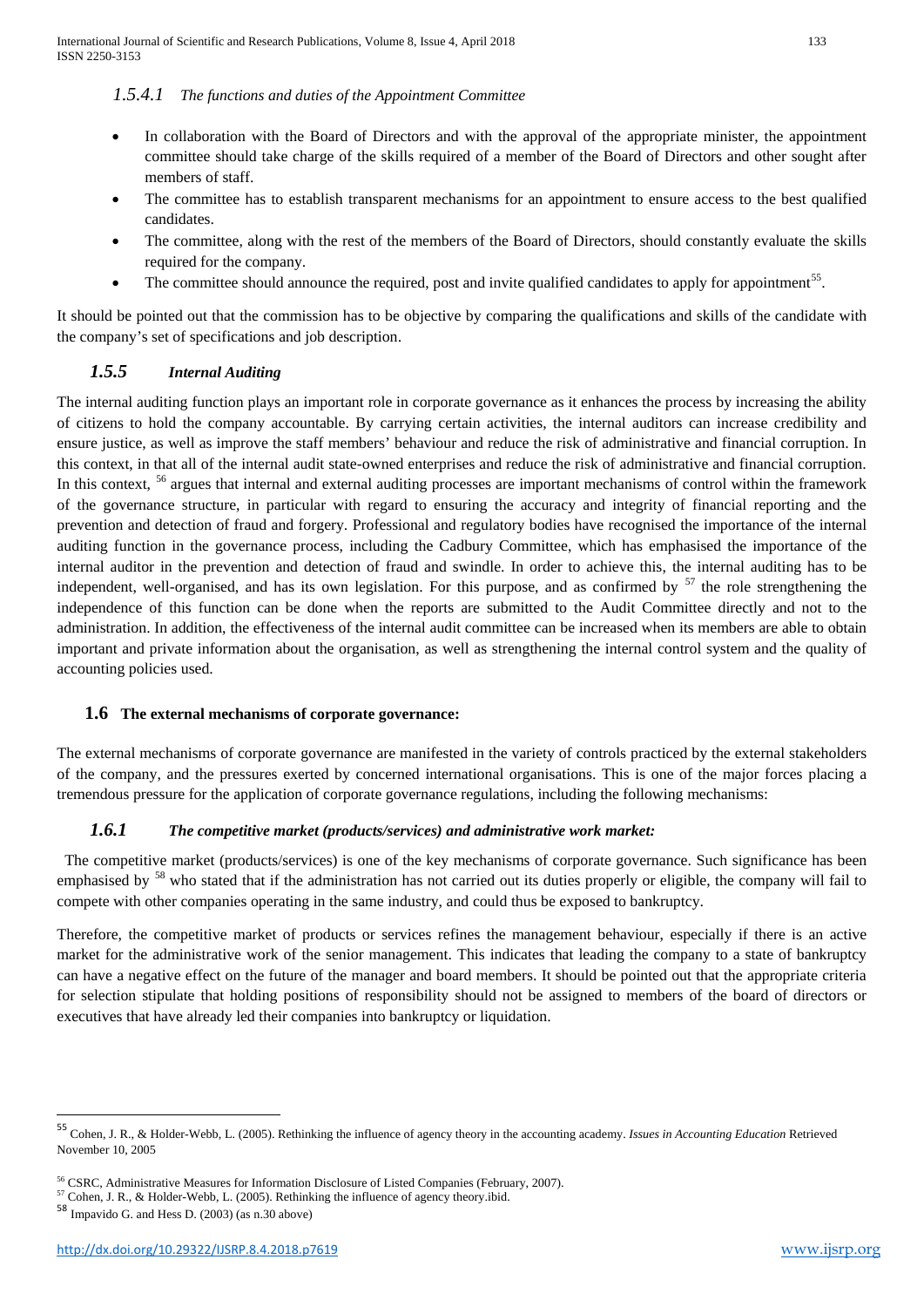#### *1.5.4.1 The functions and duties of the Appointment Committee*

- In collaboration with the Board of Directors and with the approval of the appropriate minister, the appointment committee should take charge of the skills required of a member of the Board of Directors and other sought after members of staff.
- The committee has to establish transparent mechanisms for an appointment to ensure access to the best qualified candidates.
- The committee, along with the rest of the members of the Board of Directors, should constantly evaluate the skills required for the company.
- The committee should announce the required, post and invite qualified candidates to apply for appointment[55].

It should be pointed out that the commission has to be objective by comparing the qualifications and skills of the candidate with the company's set of specifications and job description.

### *1.5.5 Internal Auditing*

The internal auditing function plays an important role in corporate governance as it enhances the process by increasing the ability of citizens to hold the company accountable. By carrying certain activities, the internal auditors can increase credibility and ensure justice, as well as improve the staff members' behaviour and reduce the risk of administrative and financial corruption. In this context, in that all of the internal audit state-owned enterprises and reduce the risk of administrative and financial corruption. In this context, [56] argues that internal and external auditing processes are important mechanisms of control within the framework of the governance structure, in particular with regard to ensuring the accuracy and integrity of financial reporting and the prevention and detection of fraud and forgery. Professional and regulatory bodies have recognised the importance of the internal auditing function in the governance process, including the Cadbury Committee, which has emphasised the importance of the internal auditor in the prevention and detection of fraud and swindle. In order to achieve this, the internal auditing has to be independent, well-organised, and has its own legislation. For this purpose, and as confirmed by [57] the role strengthening the independence of this function can be done when the reports are submitted to the Audit Committee directly and not to the administration. In addition, the effectiveness of the internal audit committee can be increased when its members are able to obtain important and private information about the organisation, as well as strengthening the internal control system and the quality of accounting policies used.

## 1.6 The external mechanisms of corporate governance:

The external mechanisms of corporate governance are manifested in the variety of controls practiced by the external stakeholders of the company, and the pressures exerted by concerned international organisations. This is one of the major forces placing a tremendous pressure for the application of corporate governance regulations, including the following mechanisms:

### *1.6.1 The competitive market (products/services) and administrative work market:*

The competitive market (products/services) is one of the key mechanisms of corporate governance. Such significance has been emphasised by [58] who stated that if the administration has not carried out its duties properly or eligible, the company will fail to compete with other companies operating in the same industry, and could thus be exposed to bankruptcy.

Therefore, the competitive market of products or services refines the management behaviour, especially if there is an active market for the administrative work of the senior management. This indicates that leading the company to a state of bankruptcy can have a negative effect on the future of the manager and board members. It should be pointed out that the appropriate criteria for selection stipulate that holding positions of responsibility should not be assigned to members of the board of directors or executives that have already led their companies into bankruptcy or liquidation.

---

[55] Cohen, J. R., & Holder-Webb, L. (2005). Rethinking the influence of agency theory in the accounting academy. *Issues in Accounting Education* Retrieved November 10, 2005

[56] CSRC, Administrative Measures for Information Disclosure of Listed Companies (February, 2007).

[57] Cohen, J. R., & Holder-Webb, L. (2005). Rethinking the influence of agency theory.ibid.

[58] Impavido G. and Hess D. (2003) (as n.30 above)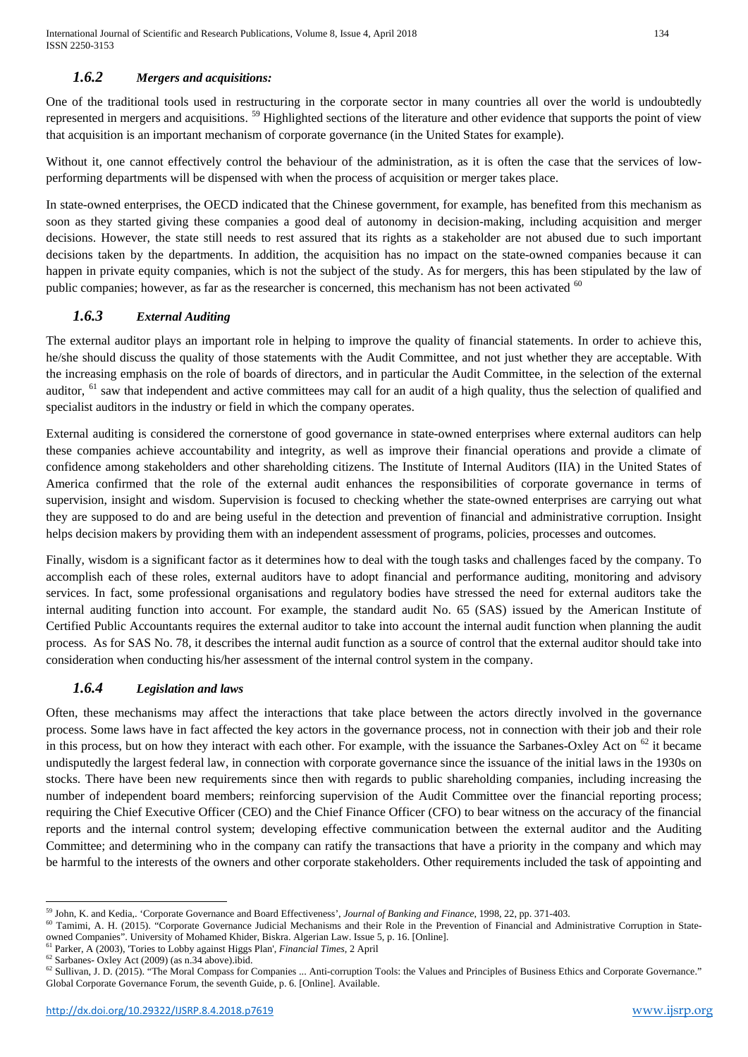### *1.6.2 Mergers and acquisitions:*

One of the traditional tools used in restructuring in the corporate sector in many countries all over the world is undoubtedly represented in mergers and acquisitions. [59] Highlighted sections of the literature and other evidence that supports the point of view that acquisition is an important mechanism of corporate governance (in the United States for example).

Without it, one cannot effectively control the behaviour of the administration, as it is often the case that the services of low-performing departments will be dispensed with when the process of acquisition or merger takes place.

In state-owned enterprises, the OECD indicated that the Chinese government, for example, has benefited from this mechanism as soon as they started giving these companies a good deal of autonomy in decision-making, including acquisition and merger decisions. However, the state still needs to rest assured that its rights as a stakeholder are not abused due to such important decisions taken by the departments. In addition, the acquisition has no impact on the state-owned companies because it can happen in private equity companies, which is not the subject of the study. As for mergers, this has been stipulated by the law of public companies; however, as far as the researcher is concerned, this mechanism has not been activated [60]

### *1.6.3 External Auditing*

The external auditor plays an important role in helping to improve the quality of financial statements. In order to achieve this, he/she should discuss the quality of those statements with the Audit Committee, and not just whether they are acceptable. With the increasing emphasis on the role of boards of directors, and in particular the Audit Committee, in the selection of the external auditor, [61] saw that independent and active committees may call for an audit of a high quality, thus the selection of qualified and specialist auditors in the industry or field in which the company operates.

External auditing is considered the cornerstone of good governance in state-owned enterprises where external auditors can help these companies achieve accountability and integrity, as well as improve their financial operations and provide a climate of confidence among stakeholders and other shareholding citizens. The Institute of Internal Auditors (IIA) in the United States of America confirmed that the role of the external audit enhances the responsibilities of corporate governance in terms of supervision, insight and wisdom. Supervision is focused to checking whether the state-owned enterprises are carrying out what they are supposed to do and are being useful in the detection and prevention of financial and administrative corruption. Insight helps decision makers by providing them with an independent assessment of programs, policies, processes and outcomes.

Finally, wisdom is a significant factor as it determines how to deal with the tough tasks and challenges faced by the company. To accomplish each of these roles, external auditors have to adopt financial and performance auditing, monitoring and advisory services. In fact, some professional organisations and regulatory bodies have stressed the need for external auditors take the internal auditing function into account. For example, the standard audit No. 65 (SAS) issued by the American Institute of Certified Public Accountants requires the external auditor to take into account the internal audit function when planning the audit process. As for SAS No. 78, it describes the internal audit function as a source of control that the external auditor should take into consideration when conducting his/her assessment of the internal control system in the company.

### *1.6.4 Legislation and laws*

Often, these mechanisms may affect the interactions that take place between the actors directly involved in the governance process. Some laws have in fact affected the key actors in the governance process, not in connection with their job and their role in this process, but on how they interact with each other. For example, with the issuance the Sarbanes-Oxley Act on [62] it became undisputedly the largest federal law, in connection with corporate governance since the issuance of the initial laws in the 1930s on stocks. There have been new requirements since then with regards to public shareholding companies, including increasing the number of independent board members; reinforcing supervision of the Audit Committee over the financial reporting process; requiring the Chief Executive Officer (CEO) and the Chief Finance Officer (CFO) to bear witness on the accuracy of the financial reports and the internal control system; developing effective communication between the external auditor and the Auditing Committee; and determining who in the company can ratify the transactions that have a priority in the company and which may be harmful to the interests of the owners and other corporate stakeholders. Other requirements included the task of appointing and

---

[59] John, K. and Kedia,. 'Corporate Governance and Board Effectiveness', *Journal of Banking and Finance*, 1998, 22, pp. 371-403.

[60] Tamimi, A. H. (2015). "Corporate Governance Judicial Mechanisms and their Role in the Prevention of Financial and Administrative Corruption in State-owned Companies". University of Mohamed Khider, Biskra. Algerian Law. Issue 5, p. 16. [Online].

[61] Parker, A (2003), 'Tories to Lobby against Higgs Plan', *Financial Times*, 2 April

[62] Sarbanes- Oxley Act (2009) (as n.34 above).ibid.

[62] Sullivan, J. D. (2015). "The Moral Compass for Companies ... Anti-corruption Tools: the Values and Principles of Business Ethics and Corporate Governance." Global Corporate Governance Forum, the seventh Guide, p. 6. [Online]. Available.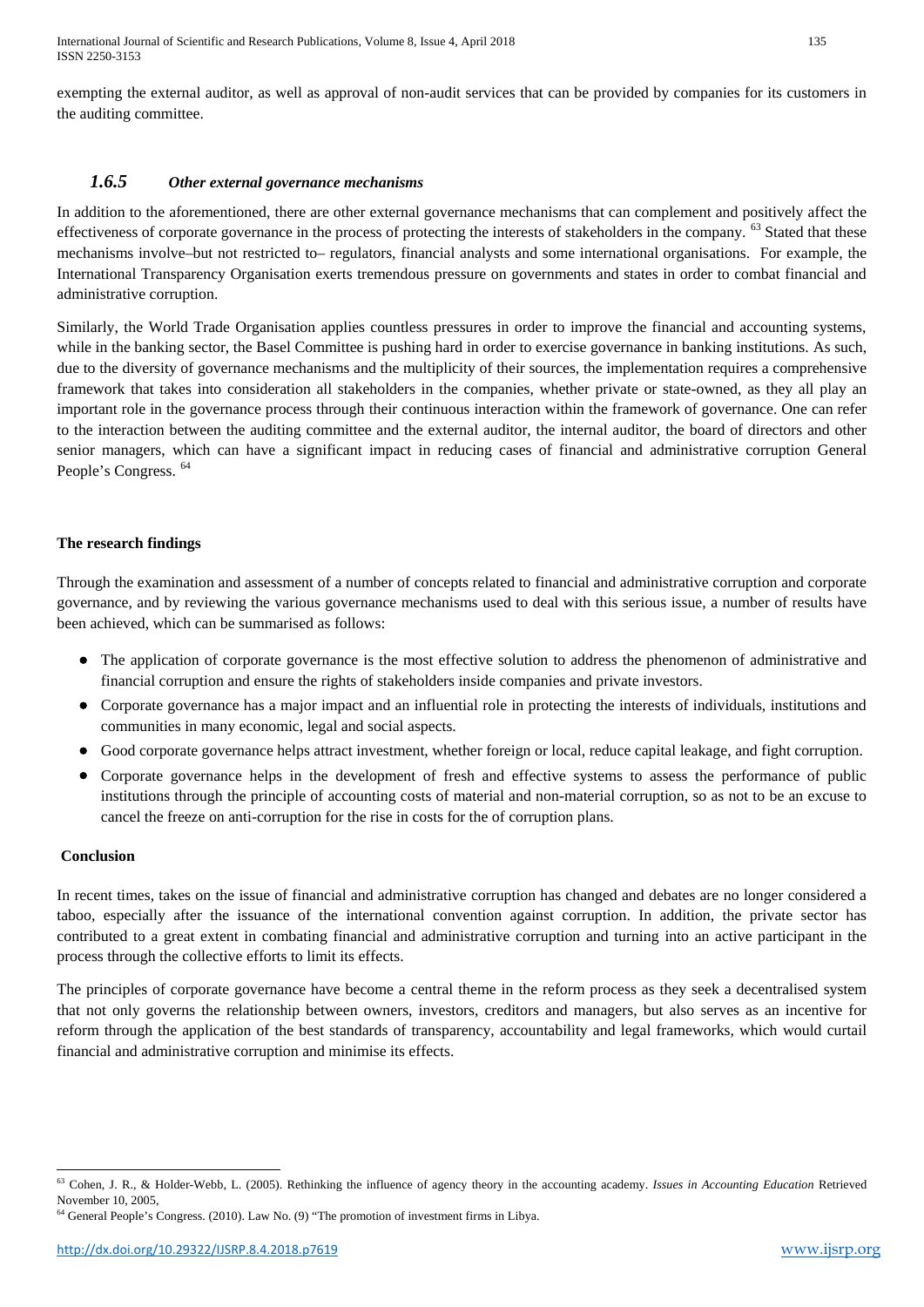exempting the external auditor, as well as approval of non-audit services that can be provided by companies for its customers in the auditing committee.

### *1.6.5 Other external governance mechanisms*

In addition to the aforementioned, there are other external governance mechanisms that can complement and positively affect the effectiveness of corporate governance in the process of protecting the interests of stakeholders in the company. [63] Stated that these mechanisms involve–but not restricted to– regulators, financial analysts and some international organisations. For example, the International Transparency Organisation exerts tremendous pressure on governments and states in order to combat financial and administrative corruption.

Similarly, the World Trade Organisation applies countless pressures in order to improve the financial and accounting systems, while in the banking sector, the Basel Committee is pushing hard in order to exercise governance in banking institutions. As such, due to the diversity of governance mechanisms and the multiplicity of their sources, the implementation requires a comprehensive framework that takes into consideration all stakeholders in the companies, whether private or state-owned, as they all play an important role in the governance process through their continuous interaction within the framework of governance. One can refer to the interaction between the auditing committee and the external auditor, the internal auditor, the board of directors and other senior managers, which can have a significant impact in reducing cases of financial and administrative corruption General People's Congress. [64]

**The research findings**

Through the examination and assessment of a number of concepts related to financial and administrative corruption and corporate governance, and by reviewing the various governance mechanisms used to deal with this serious issue, a number of results have been achieved, which can be summarised as follows:

- The application of corporate governance is the most effective solution to address the phenomenon of administrative and financial corruption and ensure the rights of stakeholders inside companies and private investors.
- Corporate governance has a major impact and an influential role in protecting the interests of individuals, institutions and communities in many economic, legal and social aspects.
- Good corporate governance helps attract investment, whether foreign or local, reduce capital leakage, and fight corruption.
- Corporate governance helps in the development of fresh and effective systems to assess the performance of public institutions through the principle of accounting costs of material and non-material corruption, so as not to be an excuse to cancel the freeze on anti-corruption for the rise in costs for the of corruption plans.

**Conclusion**

In recent times, takes on the issue of financial and administrative corruption has changed and debates are no longer considered a taboo, especially after the issuance of the international convention against corruption. In addition, the private sector has contributed to a great extent in combating financial and administrative corruption and turning into an active participant in the process through the collective efforts to limit its effects.

The principles of corporate governance have become a central theme in the reform process as they seek a decentralised system that not only governs the relationship between owners, investors, creditors and managers, but also serves as an incentive for reform through the application of the best standards of transparency, accountability and legal frameworks, which would curtail financial and administrative corruption and minimise its effects.

---

[63] Cohen, J. R., & Holder-Webb, L. (2005). Rethinking the influence of agency theory in the accounting academy. *Issues in Accounting Education* Retrieved November 10, 2005,

[64] General People's Congress. (2010). Law No. (9) "The promotion of investment firms in Libya.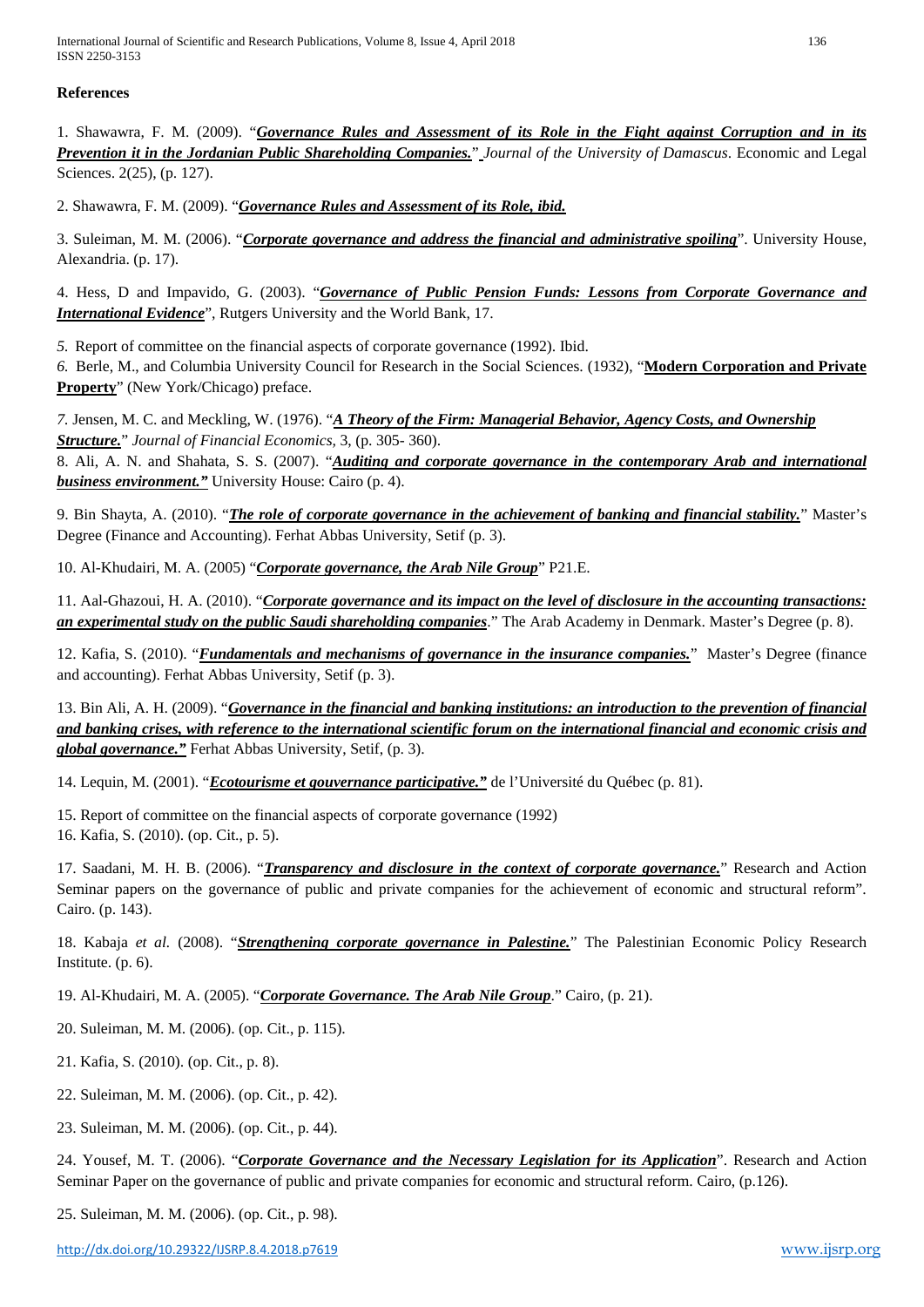**References**

1. Shawawra, F. M. (2009). "***Governance Rules and Assessment of its Role in the Fight against Corruption and in its Prevention it in the Jordanian Public Shareholding Companies.***" *Journal of the University of Damascus*. Economic and Legal Sciences. 2(25), (p. 127).

2. Shawawra, F. M. (2009). "***Governance Rules and Assessment of its Role, ibid.***

3. Suleiman, M. M. (2006). "***Corporate governance and address the financial and administrative spoiling***". University House, Alexandria. (p. 17).

4. Hess, D and Impavido, G. (2003). "***Governance of Public Pension Funds: Lessons from Corporate Governance and International Evidence***", Rutgers University and the World Bank, 17.

*5.* Report of committee on the financial aspects of corporate governance (1992). Ibid.

*6.* Berle, M., and Columbia University Council for Research in the Social Sciences. (1932), "**Modern Corporation and Private Property**" (New York/Chicago) preface.

*7.* Jensen, M. C. and Meckling, W. (1976). "***A Theory of the Firm: Managerial Behavior, Agency Costs, and Ownership Structure.***" *Journal of Financial Economics,* 3, (p. 305- 360).

8. Ali, A. N. and Shahata, S. S. (2007). "***Auditing and corporate governance in the contemporary Arab and international business environment."*** University House: Cairo (p. 4).

9. Bin Shayta, A. (2010). "***The role of corporate governance in the achievement of banking and financial stability.***" Master's Degree (Finance and Accounting). Ferhat Abbas University, Setif (p. 3).

10. Al-Khudairi, M. A. (2005) "***Corporate governance, the Arab Nile Group***" P21.E.

11. Aal-Ghazoui, H. A. (2010). "***Corporate governance and its impact on the level of disclosure in the accounting transactions: an experimental study on the public Saudi shareholding companies***." The Arab Academy in Denmark. Master's Degree (p. 8).

12. Kafia, S. (2010). "***Fundamentals and mechanisms of governance in the insurance companies.***" Master's Degree (finance and accounting). Ferhat Abbas University, Setif (p. 3).

13. Bin Ali, A. H. (2009). "***Governance in the financial and banking institutions: an introduction to the prevention of financial and banking crises, with reference to the international scientific forum on the international financial and economic crisis and global governance."*** Ferhat Abbas University, Setif, (p. 3).

14. Lequin, M. (2001). "***Ecotourisme et gouvernance participative."*** de l'Université du Québec (p. 81).

15. Report of committee on the financial aspects of corporate governance (1992)

16. Kafia, S. (2010). (op. Cit., p. 5).

17. Saadani, M. H. B. (2006). "***Transparency and disclosure in the context of corporate governance.***" Research and Action Seminar papers on the governance of public and private companies for the achievement of economic and structural reform". Cairo. (p. 143).

18. Kabaja *et al.* (2008). "***Strengthening corporate governance in Palestine.***" The Palestinian Economic Policy Research Institute. (p. 6).

19. Al-Khudairi, M. A. (2005). "***Corporate Governance. The Arab Nile Group***." Cairo, (p. 21).

20. Suleiman, M. M. (2006). (op. Cit., p. 115).

21. Kafia, S. (2010). (op. Cit., p. 8).

22. Suleiman, M. M. (2006). (op. Cit., p. 42).

23. Suleiman, M. M. (2006). (op. Cit., p. 44).

24. Yousef, M. T. (2006). "***Corporate Governance and the Necessary Legislation for its Application***". Research and Action Seminar Paper on the governance of public and private companies for economic and structural reform. Cairo, (p.126).

25. Suleiman, M. M. (2006). (op. Cit., p. 98).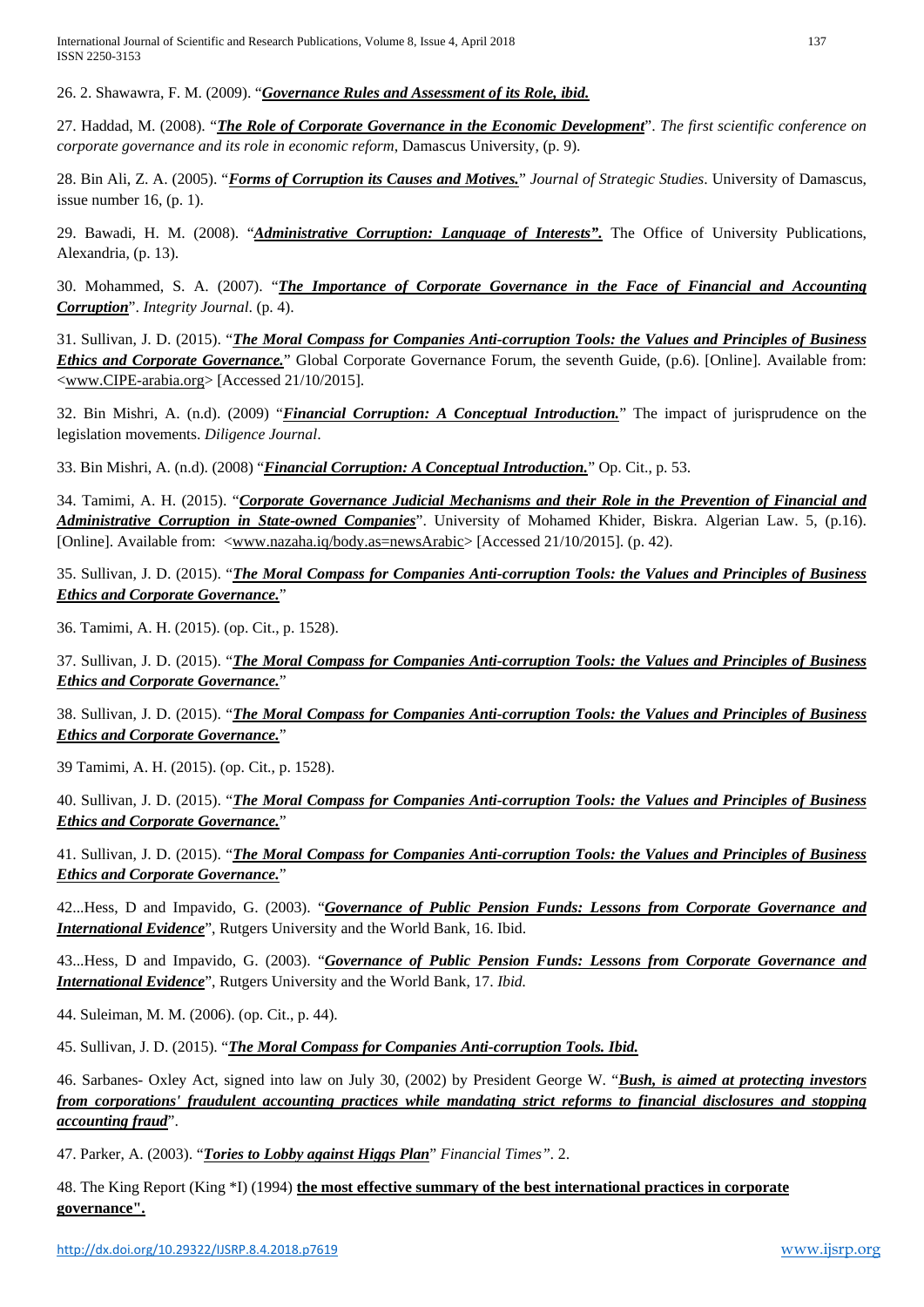26. 2. Shawawra, F. M. (2009). "***Governance Rules and Assessment of its Role, ibid.***

27. Haddad, M. (2008). "***The Role of Corporate Governance in the Economic Development***". *The first scientific conference on corporate governance and its role in economic reform*, Damascus University, (p. 9).

28. Bin Ali, Z. A. (2005). "***Forms of Corruption its Causes and Motives.***" *Journal of Strategic Studies*. University of Damascus, issue number 16, (p. 1).

29. Bawadi, H. M. (2008). "***Administrative Corruption: Language of Interests".*** The Office of University Publications, Alexandria, (p. 13).

30. Mohammed, S. A. (2007). "***The Importance of Corporate Governance in the Face of Financial and Accounting Corruption***". *Integrity Journal*. (p. 4).

31. Sullivan, J. D. (2015). "***The Moral Compass for Companies Anti-corruption Tools: the Values and Principles of Business Ethics and Corporate Governance.***" Global Corporate Governance Forum, the seventh Guide, (p.6). [Online]. Available from: <www.CIPE-arabia.org> [Accessed 21/10/2015].

32. Bin Mishri, A. (n.d). (2009) "***Financial Corruption: A Conceptual Introduction.***" The impact of jurisprudence on the legislation movements. *Diligence Journal*.

33. Bin Mishri, A. (n.d). (2008) "***Financial Corruption: A Conceptual Introduction.***" Op. Cit., p. 53.

34. Tamimi, A. H. (2015). "***Corporate Governance Judicial Mechanisms and their Role in the Prevention of Financial and Administrative Corruption in State-owned Companies***". University of Mohamed Khider, Biskra. Algerian Law. 5, (p.16). [Online]. Available from: <www.nazaha.iq/body.as=newsArabic> [Accessed 21/10/2015]. (p. 42).

35. Sullivan, J. D. (2015). "***The Moral Compass for Companies Anti-corruption Tools: the Values and Principles of Business Ethics and Corporate Governance.***"

36. Tamimi, A. H. (2015). (op. Cit., p. 1528).

37. Sullivan, J. D. (2015). "***The Moral Compass for Companies Anti-corruption Tools: the Values and Principles of Business Ethics and Corporate Governance.***"

38. Sullivan, J. D. (2015). "***The Moral Compass for Companies Anti-corruption Tools: the Values and Principles of Business Ethics and Corporate Governance.***"

39 Tamimi, A. H. (2015). (op. Cit., p. 1528).

40. Sullivan, J. D. (2015). "***The Moral Compass for Companies Anti-corruption Tools: the Values and Principles of Business Ethics and Corporate Governance.***"

41. Sullivan, J. D. (2015). "***The Moral Compass for Companies Anti-corruption Tools: the Values and Principles of Business Ethics and Corporate Governance.***"

42...Hess, D and Impavido, G. (2003). "***Governance of Public Pension Funds: Lessons from Corporate Governance and International Evidence***", Rutgers University and the World Bank, 16. Ibid.

43...Hess, D and Impavido, G. (2003). "***Governance of Public Pension Funds: Lessons from Corporate Governance and International Evidence***", Rutgers University and the World Bank, 17. *Ibid.*

44. Suleiman, M. M. (2006). (op. Cit., p. 44).

45. Sullivan, J. D. (2015). "***The Moral Compass for Companies Anti-corruption Tools. Ibid.***

46. Sarbanes- Oxley Act, signed into law on July 30, (2002) by President George W. "***Bush, is aimed at protecting investors from corporations' fraudulent accounting practices while mandating strict reforms to financial disclosures and stopping accounting fraud***".

47. Parker, A. (2003). "***Tories to Lobby against Higgs Plan***" *Financial Times"*. 2.

48. The King Report (King *I) (1994) **the most effective summary of the best international practices in corporate governance".**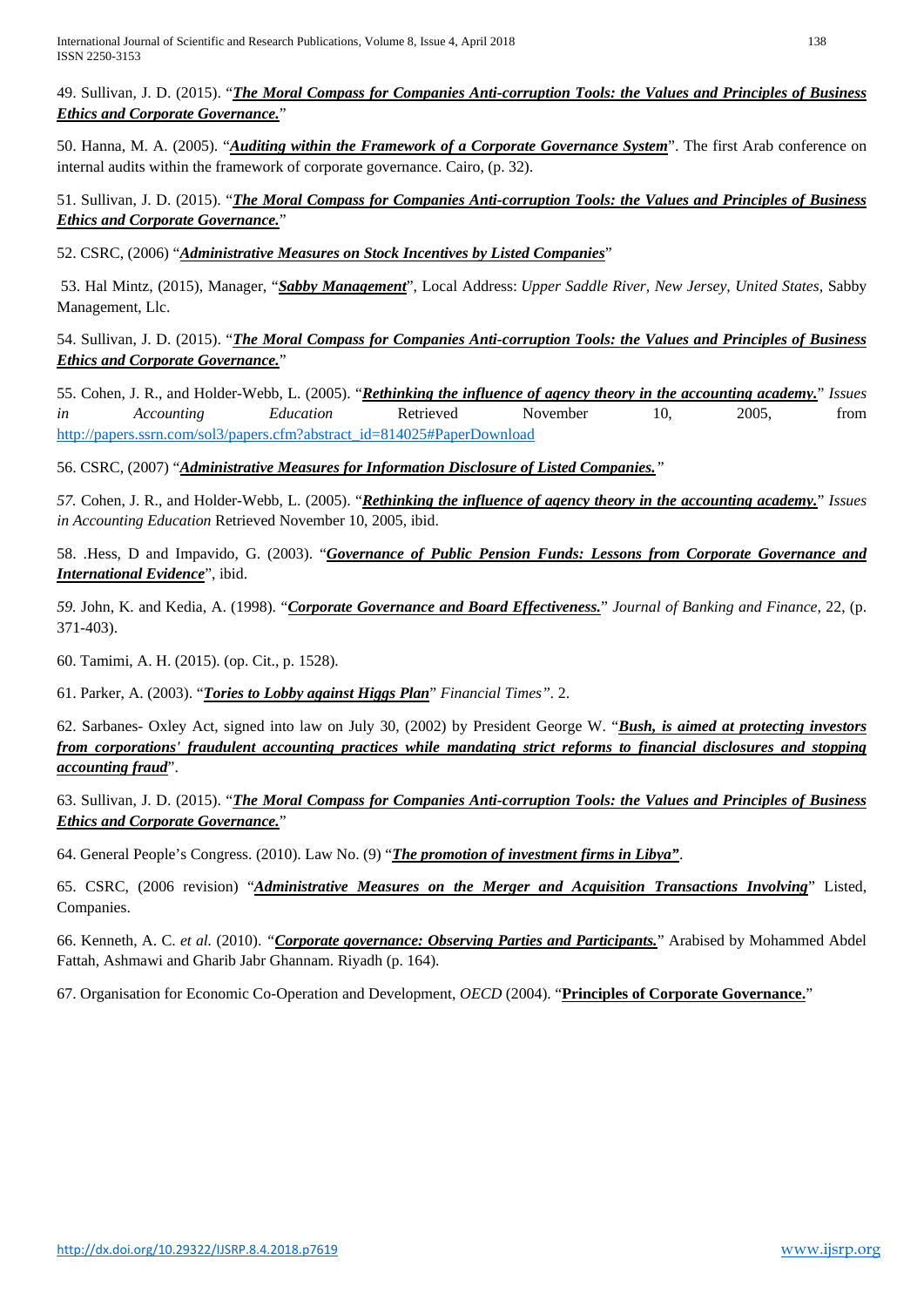49. Sullivan, J. D. (2015). "***The Moral Compass for Companies Anti-corruption Tools: the Values and Principles of Business Ethics and Corporate Governance.***"

50. Hanna, M. A. (2005). "***Auditing within the Framework of a Corporate Governance System***". The first Arab conference on internal audits within the framework of corporate governance. Cairo, (p. 32).

51. Sullivan, J. D. (2015). "***The Moral Compass for Companies Anti-corruption Tools: the Values and Principles of Business Ethics and Corporate Governance.***"

52. CSRC, (2006) "***Administrative Measures on Stock Incentives by Listed Companies***"

53. Hal Mintz, (2015), Manager, "***Sabby Management***", Local Address: *Upper Saddle River, New Jersey, United States,* Sabby Management, Llc.

54. Sullivan, J. D. (2015). "***The Moral Compass for Companies Anti-corruption Tools: the Values and Principles of Business Ethics and Corporate Governance.***"

55. Cohen, J. R., and Holder-Webb, L. (2005). "***Rethinking the influence of agency theory in the accounting academy.***" *Issues in Accounting Education* Retrieved November 10, 2005, from http://papers.ssrn.com/sol3/papers.cfm?abstract_id=814025#PaperDownload

56. CSRC, (2007) "***Administrative Measures for Information Disclosure of Listed Companies.***"

*57.* Cohen, J. R., and Holder-Webb, L. (2005). "***Rethinking the influence of agency theory in the accounting academy.***" *Issues in Accounting Education* Retrieved November 10, 2005, ibid.

58. .Hess, D and Impavido, G. (2003). "***Governance of Public Pension Funds: Lessons from Corporate Governance and International Evidence***", ibid.

*59.* John, K. and Kedia, A. (1998). "***Corporate Governance and Board Effectiveness.***" *Journal of Banking and Finance*, 22, (p. 371-403).

60. Tamimi, A. H. (2015). (op. Cit., p. 1528).

61. Parker, A. (2003). "***Tories to Lobby against Higgs Plan***" *Financial Times".* 2.

62. Sarbanes- Oxley Act, signed into law on July 30, (2002) by President George W. "***Bush, is aimed at protecting investors from corporations' fraudulent accounting practices while mandating strict reforms to financial disclosures and stopping accounting fraud***".

63. Sullivan, J. D. (2015). "***The Moral Compass for Companies Anti-corruption Tools: the Values and Principles of Business Ethics and Corporate Governance.***"

64. General People's Congress. (2010). Law No. (9) "***The promotion of investment firms in Libya"***.

65. CSRC, (2006 revision) "***Administrative Measures on the Merger and Acquisition Transactions Involving***" Listed, Companies.

66. Kenneth, A. C. *et al.* (2010). "***Corporate governance: Observing Parties and Participants.***" Arabised by Mohammed Abdel Fattah, Ashmawi and Gharib Jabr Ghannam. Riyadh (p. 164).

67. Organisation for Economic Co-Operation and Development, *OECD* (2004). "**Principles of Corporate Governance.**"